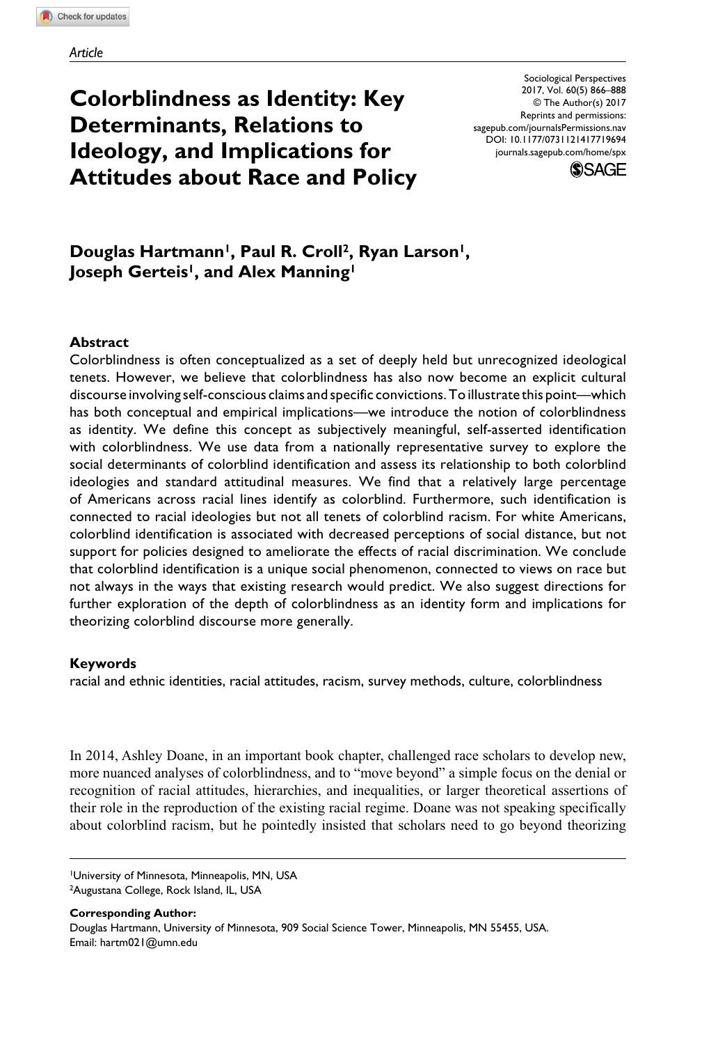*Article*

# Colorblindness as Identity: Key Determinants, Relations to Ideology, and Implications for Attitudes about Race and Policy

Sociological Perspectives
2017, Vol. 60(5) 866–888
© The Author(s) 2017
Reprints and permissions:
sagepub.com/journalsPermissions.nav
DOI: 10.1177/0731121417719694
journals.sagepub.com/home/spx

**Douglas Hartmann[1], Paul R. Croll[2], Ryan Larson[1], Joseph Gerteis[1], and Alex Manning[1]**

## Abstract

Colorblindness is often conceptualized as a set of deeply held but unrecognized ideological tenets. However, we believe that colorblindness has also now become an explicit cultural discourse involving self-conscious claims and specific convictions. To illustrate this point—which has both conceptual and empirical implications—we introduce the notion of colorblindness as identity. We define this concept as subjectively meaningful, self-asserted identification with colorblindness. We use data from a nationally representative survey to explore the social determinants of colorblind identification and assess its relationship to both colorblind ideologies and standard attitudinal measures. We find that a relatively large percentage of Americans across racial lines identify as colorblind. Furthermore, such identification is connected to racial ideologies but not all tenets of colorblind racism. For white Americans, colorblind identification is associated with decreased perceptions of social distance, but not support for policies designed to ameliorate the effects of racial discrimination. We conclude that colorblind identification is a unique social phenomenon, connected to views on race but not always in the ways that existing research would predict. We also suggest directions for further exploration of the depth of colorblindness as an identity form and implications for theorizing colorblind discourse more generally.

### Keywords

racial and ethnic identities, racial attitudes, racism, survey methods, culture, colorblindness

In 2014, Ashley Doane, in an important book chapter, challenged race scholars to develop new, more nuanced analyses of colorblindness, and to "move beyond" a simple focus on the denial or recognition of racial attitudes, hierarchies, and inequalities, or larger theoretical assertions of their role in the reproduction of the existing racial regime. Doane was not speaking specifically about colorblind racism, but he pointedly insisted that scholars need to go beyond theorizing

[1]University of Minnesota, Minneapolis, MN, USA
[2]Augustana College, Rock Island, IL, USA

**Corresponding Author:**
Douglas Hartmann, University of Minnesota, 909 Social Science Tower, Minneapolis, MN 55455, USA.
Email: hartm021@umn.edu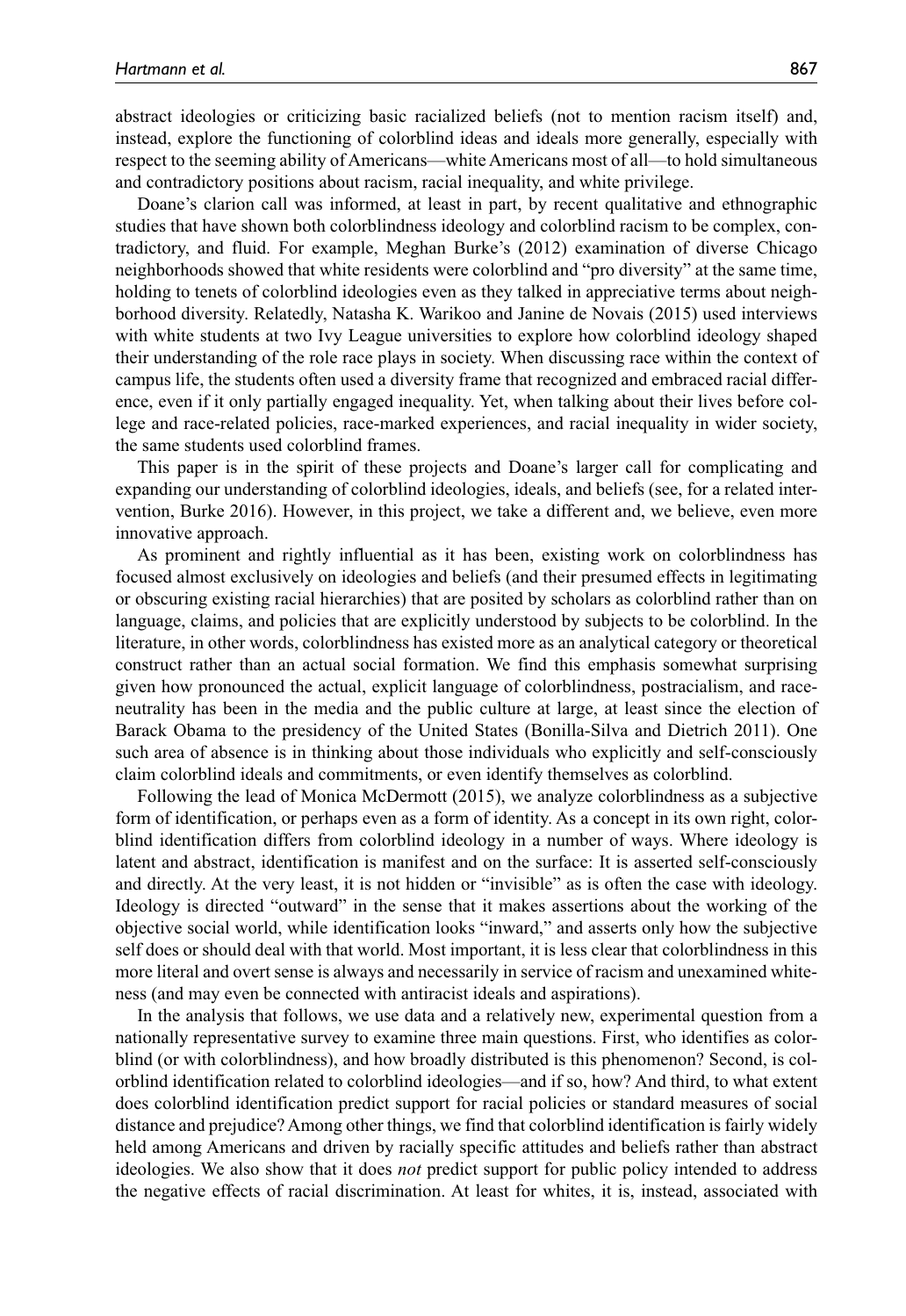abstract ideologies or criticizing basic racialized beliefs (not to mention racism itself) and, instead, explore the functioning of colorblind ideas and ideals more generally, especially with respect to the seeming ability of Americans—white Americans most of all—to hold simultaneous and contradictory positions about racism, racial inequality, and white privilege.

Doane's clarion call was informed, at least in part, by recent qualitative and ethnographic studies that have shown both colorblindness ideology and colorblind racism to be complex, contradictory, and fluid. For example, Meghan Burke's (2012) examination of diverse Chicago neighborhoods showed that white residents were colorblind and "pro diversity" at the same time, holding to tenets of colorblind ideologies even as they talked in appreciative terms about neighborhood diversity. Relatedly, Natasha K. Warikoo and Janine de Novais (2015) used interviews with white students at two Ivy League universities to explore how colorblind ideology shaped their understanding of the role race plays in society. When discussing race within the context of campus life, the students often used a diversity frame that recognized and embraced racial difference, even if it only partially engaged inequality. Yet, when talking about their lives before college and race-related policies, race-marked experiences, and racial inequality in wider society, the same students used colorblind frames.

This paper is in the spirit of these projects and Doane's larger call for complicating and expanding our understanding of colorblind ideologies, ideals, and beliefs (see, for a related intervention, Burke 2016). However, in this project, we take a different and, we believe, even more innovative approach.

As prominent and rightly influential as it has been, existing work on colorblindness has focused almost exclusively on ideologies and beliefs (and their presumed effects in legitimating or obscuring existing racial hierarchies) that are posited by scholars as colorblind rather than on language, claims, and policies that are explicitly understood by subjects to be colorblind. In the literature, in other words, colorblindness has existed more as an analytical category or theoretical construct rather than an actual social formation. We find this emphasis somewhat surprising given how pronounced the actual, explicit language of colorblindness, postracialism, and race-neutrality has been in the media and the public culture at large, at least since the election of Barack Obama to the presidency of the United States (Bonilla-Silva and Dietrich 2011). One such area of absence is in thinking about those individuals who explicitly and self-consciously claim colorblind ideals and commitments, or even identify themselves as colorblind.

Following the lead of Monica McDermott (2015), we analyze colorblindness as a subjective form of identification, or perhaps even as a form of identity. As a concept in its own right, colorblind identification differs from colorblind ideology in a number of ways. Where ideology is latent and abstract, identification is manifest and on the surface: It is asserted self-consciously and directly. At the very least, it is not hidden or "invisible" as is often the case with ideology. Ideology is directed "outward" in the sense that it makes assertions about the working of the objective social world, while identification looks "inward," and asserts only how the subjective self does or should deal with that world. Most important, it is less clear that colorblindness in this more literal and overt sense is always and necessarily in service of racism and unexamined whiteness (and may even be connected with antiracist ideals and aspirations).

In the analysis that follows, we use data and a relatively new, experimental question from a nationally representative survey to examine three main questions. First, who identifies as colorblind (or with colorblindness), and how broadly distributed is this phenomenon? Second, is colorblind identification related to colorblind ideologies—and if so, how? And third, to what extent does colorblind identification predict support for racial policies or standard measures of social distance and prejudice? Among other things, we find that colorblind identification is fairly widely held among Americans and driven by racially specific attitudes and beliefs rather than abstract ideologies. We also show that it does *not* predict support for public policy intended to address the negative effects of racial discrimination. At least for whites, it is, instead, associated with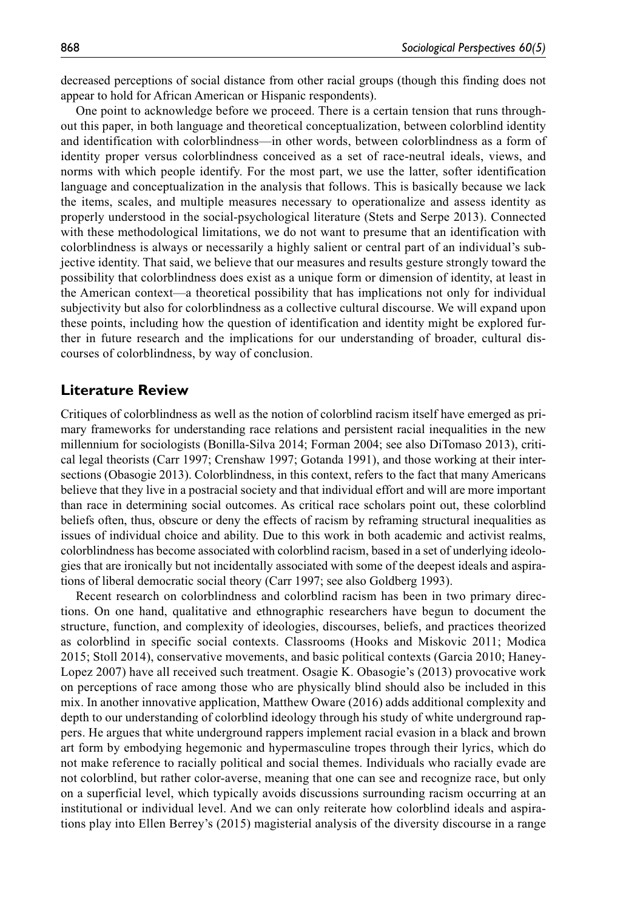decreased perceptions of social distance from other racial groups (though this finding does not appear to hold for African American or Hispanic respondents).

One point to acknowledge before we proceed. There is a certain tension that runs throughout this paper, in both language and theoretical conceptualization, between colorblind identity and identification with colorblindness—in other words, between colorblindness as a form of identity proper versus colorblindness conceived as a set of race-neutral ideals, views, and norms with which people identify. For the most part, we use the latter, softer identification language and conceptualization in the analysis that follows. This is basically because we lack the items, scales, and multiple measures necessary to operationalize and assess identity as properly understood in the social-psychological literature (Stets and Serpe 2013). Connected with these methodological limitations, we do not want to presume that an identification with colorblindness is always or necessarily a highly salient or central part of an individual's subjective identity. That said, we believe that our measures and results gesture strongly toward the possibility that colorblindness does exist as a unique form or dimension of identity, at least in the American context—a theoretical possibility that has implications not only for individual subjectivity but also for colorblindness as a collective cultural discourse. We will expand upon these points, including how the question of identification and identity might be explored further in future research and the implications for our understanding of broader, cultural discourses of colorblindness, by way of conclusion.

## Literature Review

Critiques of colorblindness as well as the notion of colorblind racism itself have emerged as primary frameworks for understanding race relations and persistent racial inequalities in the new millennium for sociologists (Bonilla-Silva 2014; Forman 2004; see also DiTomaso 2013), critical legal theorists (Carr 1997; Crenshaw 1997; Gotanda 1991), and those working at their intersections (Obasogie 2013). Colorblindness, in this context, refers to the fact that many Americans believe that they live in a postracial society and that individual effort and will are more important than race in determining social outcomes. As critical race scholars point out, these colorblind beliefs often, thus, obscure or deny the effects of racism by reframing structural inequalities as issues of individual choice and ability. Due to this work in both academic and activist realms, colorblindness has become associated with colorblind racism, based in a set of underlying ideologies that are ironically but not incidentally associated with some of the deepest ideals and aspirations of liberal democratic social theory (Carr 1997; see also Goldberg 1993).

Recent research on colorblindness and colorblind racism has been in two primary directions. On one hand, qualitative and ethnographic researchers have begun to document the structure, function, and complexity of ideologies, discourses, beliefs, and practices theorized as colorblind in specific social contexts. Classrooms (Hooks and Miskovic 2011; Modica 2015; Stoll 2014), conservative movements, and basic political contexts (Garcia 2010; Haney-Lopez 2007) have all received such treatment. Osagie K. Obasogie's (2013) provocative work on perceptions of race among those who are physically blind should also be included in this mix. In another innovative application, Matthew Oware (2016) adds additional complexity and depth to our understanding of colorblind ideology through his study of white underground rappers. He argues that white underground rappers implement racial evasion in a black and brown art form by embodying hegemonic and hypermasculine tropes through their lyrics, which do not make reference to racially political and social themes. Individuals who racially evade are not colorblind, but rather color-averse, meaning that one can see and recognize race, but only on a superficial level, which typically avoids discussions surrounding racism occurring at an institutional or individual level. And we can only reiterate how colorblind ideals and aspirations play into Ellen Berrey's (2015) magisterial analysis of the diversity discourse in a range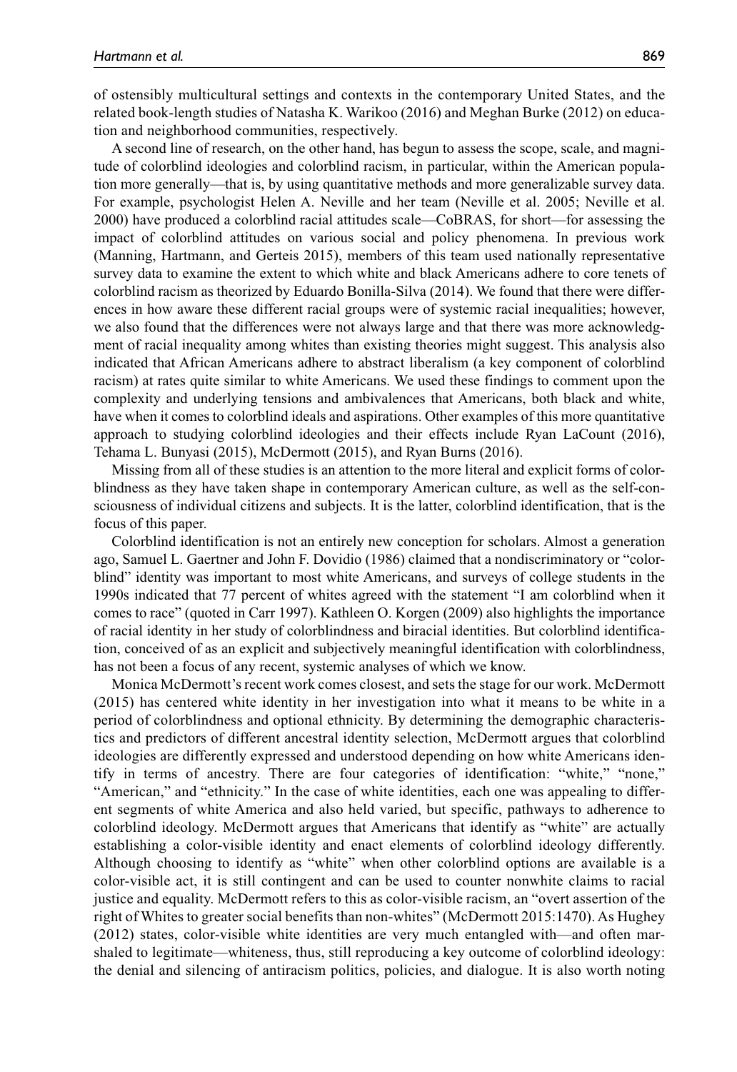of ostensibly multicultural settings and contexts in the contemporary United States, and the related book-length studies of Natasha K. Warikoo (2016) and Meghan Burke (2012) on education and neighborhood communities, respectively.

A second line of research, on the other hand, has begun to assess the scope, scale, and magnitude of colorblind ideologies and colorblind racism, in particular, within the American population more generally—that is, by using quantitative methods and more generalizable survey data. For example, psychologist Helen A. Neville and her team (Neville et al. 2005; Neville et al. 2000) have produced a colorblind racial attitudes scale—CoBRAS, for short—for assessing the impact of colorblind attitudes on various social and policy phenomena. In previous work (Manning, Hartmann, and Gerteis 2015), members of this team used nationally representative survey data to examine the extent to which white and black Americans adhere to core tenets of colorblind racism as theorized by Eduardo Bonilla-Silva (2014). We found that there were differences in how aware these different racial groups were of systemic racial inequalities; however, we also found that the differences were not always large and that there was more acknowledgment of racial inequality among whites than existing theories might suggest. This analysis also indicated that African Americans adhere to abstract liberalism (a key component of colorblind racism) at rates quite similar to white Americans. We used these findings to comment upon the complexity and underlying tensions and ambivalences that Americans, both black and white, have when it comes to colorblind ideals and aspirations. Other examples of this more quantitative approach to studying colorblind ideologies and their effects include Ryan LaCount (2016), Tehama L. Bunyasi (2015), McDermott (2015), and Ryan Burns (2016).

Missing from all of these studies is an attention to the more literal and explicit forms of colorblindness as they have taken shape in contemporary American culture, as well as the self-consciousness of individual citizens and subjects. It is the latter, colorblind identification, that is the focus of this paper.

Colorblind identification is not an entirely new conception for scholars. Almost a generation ago, Samuel L. Gaertner and John F. Dovidio (1986) claimed that a nondiscriminatory or "colorblind" identity was important to most white Americans, and surveys of college students in the 1990s indicated that 77 percent of whites agreed with the statement "I am colorblind when it comes to race" (quoted in Carr 1997). Kathleen O. Korgen (2009) also highlights the importance of racial identity in her study of colorblindness and biracial identities. But colorblind identification, conceived of as an explicit and subjectively meaningful identification with colorblindness, has not been a focus of any recent, systemic analyses of which we know.

Monica McDermott's recent work comes closest, and sets the stage for our work. McDermott (2015) has centered white identity in her investigation into what it means to be white in a period of colorblindness and optional ethnicity. By determining the demographic characteristics and predictors of different ancestral identity selection, McDermott argues that colorblind ideologies are differently expressed and understood depending on how white Americans identify in terms of ancestry. There are four categories of identification: "white," "none," "American," and "ethnicity." In the case of white identities, each one was appealing to different segments of white America and also held varied, but specific, pathways to adherence to colorblind ideology. McDermott argues that Americans that identify as "white" are actually establishing a color-visible identity and enact elements of colorblind ideology differently. Although choosing to identify as "white" when other colorblind options are available is a color-visible act, it is still contingent and can be used to counter nonwhite claims to racial justice and equality. McDermott refers to this as color-visible racism, an "overt assertion of the right of Whites to greater social benefits than non-whites" (McDermott 2015:1470). As Hughey (2012) states, color-visible white identities are very much entangled with—and often marshaled to legitimate—whiteness, thus, still reproducing a key outcome of colorblind ideology: the denial and silencing of antiracism politics, policies, and dialogue. It is also worth noting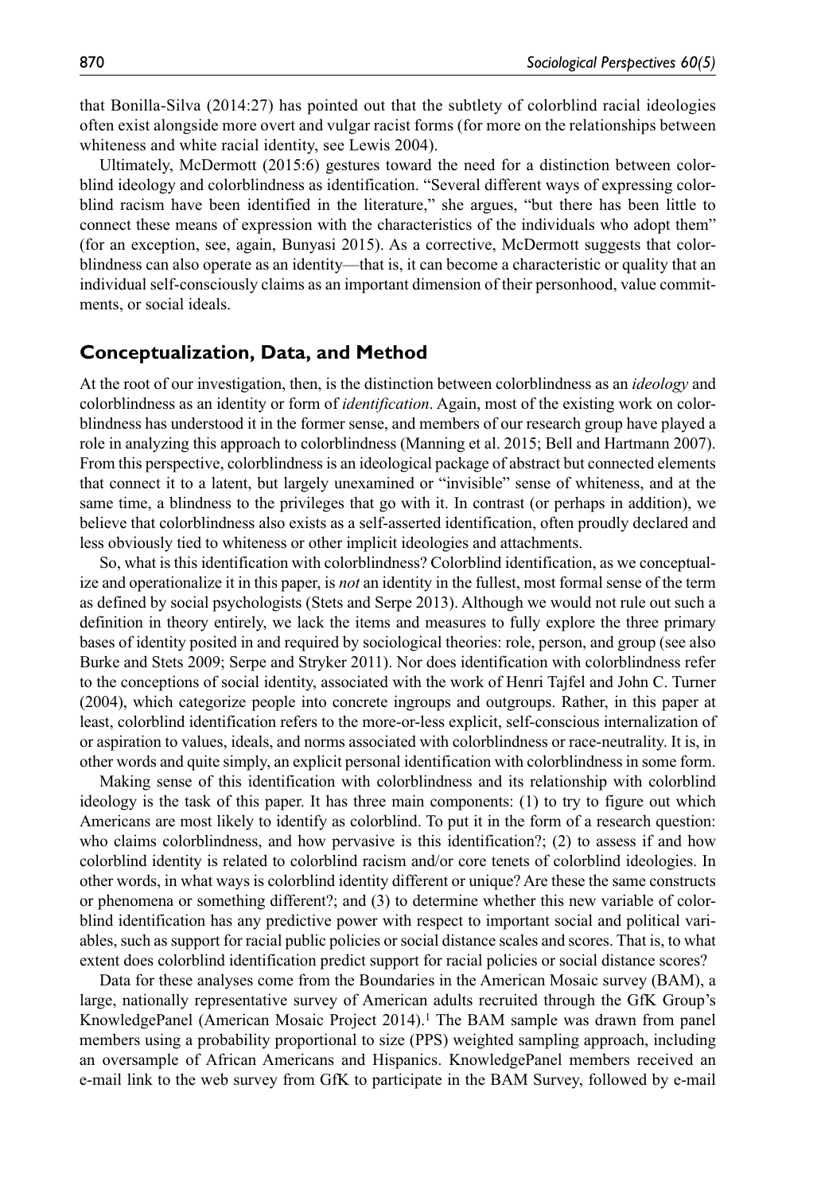that Bonilla-Silva (2014:27) has pointed out that the subtlety of colorblind racial ideologies often exist alongside more overt and vulgar racist forms (for more on the relationships between whiteness and white racial identity, see Lewis 2004).

Ultimately, McDermott (2015:6) gestures toward the need for a distinction between colorblind ideology and colorblindness as identification. "Several different ways of expressing colorblind racism have been identified in the literature," she argues, "but there has been little to connect these means of expression with the characteristics of the individuals who adopt them" (for an exception, see, again, Bunyasi 2015). As a corrective, McDermott suggests that colorblindness can also operate as an identity—that is, it can become a characteristic or quality that an individual self-consciously claims as an important dimension of their personhood, value commitments, or social ideals.

## Conceptualization, Data, and Method

At the root of our investigation, then, is the distinction between colorblindness as an *ideology* and colorblindness as an identity or form of *identification*. Again, most of the existing work on colorblindness has understood it in the former sense, and members of our research group have played a role in analyzing this approach to colorblindness (Manning et al. 2015; Bell and Hartmann 2007). From this perspective, colorblindness is an ideological package of abstract but connected elements that connect it to a latent, but largely unexamined or "invisible" sense of whiteness, and at the same time, a blindness to the privileges that go with it. In contrast (or perhaps in addition), we believe that colorblindness also exists as a self-asserted identification, often proudly declared and less obviously tied to whiteness or other implicit ideologies and attachments.

So, what is this identification with colorblindness? Colorblind identification, as we conceptualize and operationalize it in this paper, is *not* an identity in the fullest, most formal sense of the term as defined by social psychologists (Stets and Serpe 2013). Although we would not rule out such a definition in theory entirely, we lack the items and measures to fully explore the three primary bases of identity posited in and required by sociological theories: role, person, and group (see also Burke and Stets 2009; Serpe and Stryker 2011). Nor does identification with colorblindness refer to the conceptions of social identity, associated with the work of Henri Tajfel and John C. Turner (2004), which categorize people into concrete ingroups and outgroups. Rather, in this paper at least, colorblind identification refers to the more-or-less explicit, self-conscious internalization of or aspiration to values, ideals, and norms associated with colorblindness or race-neutrality. It is, in other words and quite simply, an explicit personal identification with colorblindness in some form.

Making sense of this identification with colorblindness and its relationship with colorblind ideology is the task of this paper. It has three main components: (1) to try to figure out which Americans are most likely to identify as colorblind. To put it in the form of a research question: who claims colorblindness, and how pervasive is this identification?; (2) to assess if and how colorblind identity is related to colorblind racism and/or core tenets of colorblind ideologies. In other words, in what ways is colorblind identity different or unique? Are these the same constructs or phenomena or something different?; and (3) to determine whether this new variable of colorblind identification has any predictive power with respect to important social and political variables, such as support for racial public policies or social distance scales and scores. That is, to what extent does colorblind identification predict support for racial policies or social distance scores?

Data for these analyses come from the Boundaries in the American Mosaic survey (BAM), a large, nationally representative survey of American adults recruited through the GfK Group's KnowledgePanel (American Mosaic Project 2014).[1] The BAM sample was drawn from panel members using a probability proportional to size (PPS) weighted sampling approach, including an oversample of African Americans and Hispanics. KnowledgePanel members received an e-mail link to the web survey from GfK to participate in the BAM Survey, followed by e-mail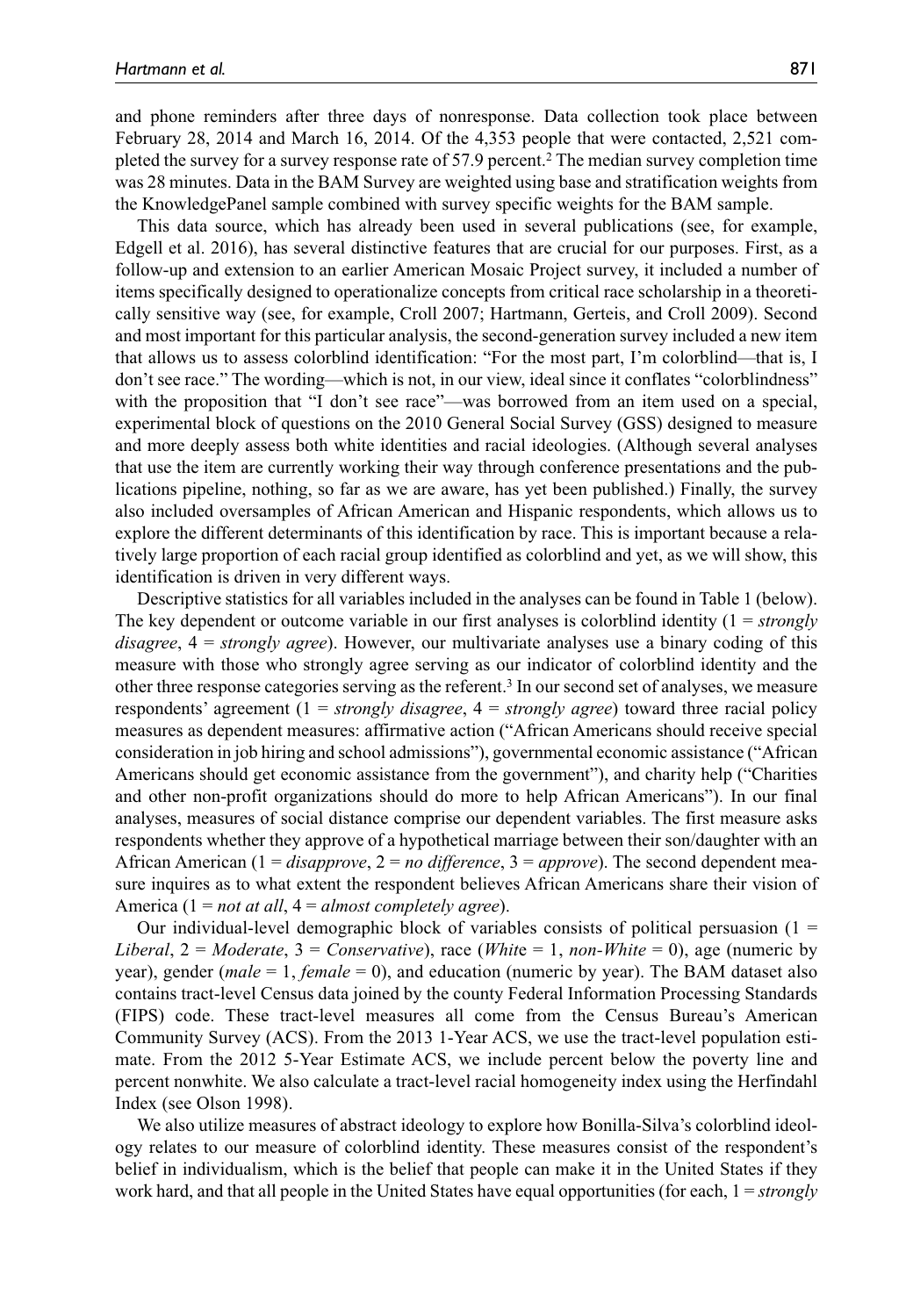and phone reminders after three days of nonresponse. Data collection took place between February 28, 2014 and March 16, 2014. Of the 4,353 people that were contacted, 2,521 completed the survey for a survey response rate of 57.9 percent.[2] The median survey completion time was 28 minutes. Data in the BAM Survey are weighted using base and stratification weights from the KnowledgePanel sample combined with survey specific weights for the BAM sample.

This data source, which has already been used in several publications (see, for example, Edgell et al. 2016), has several distinctive features that are crucial for our purposes. First, as a follow-up and extension to an earlier American Mosaic Project survey, it included a number of items specifically designed to operationalize concepts from critical race scholarship in a theoretically sensitive way (see, for example, Croll 2007; Hartmann, Gerteis, and Croll 2009). Second and most important for this particular analysis, the second-generation survey included a new item that allows us to assess colorblind identification: "For the most part, I'm colorblind—that is, I don't see race." The wording—which is not, in our view, ideal since it conflates "colorblindness" with the proposition that "I don't see race"—was borrowed from an item used on a special, experimental block of questions on the 2010 General Social Survey (GSS) designed to measure and more deeply assess both white identities and racial ideologies. (Although several analyses that use the item are currently working their way through conference presentations and the publications pipeline, nothing, so far as we are aware, has yet been published.) Finally, the survey also included oversamples of African American and Hispanic respondents, which allows us to explore the different determinants of this identification by race. This is important because a relatively large proportion of each racial group identified as colorblind and yet, as we will show, this identification is driven in very different ways.

Descriptive statistics for all variables included in the analyses can be found in Table 1 (below). The key dependent or outcome variable in our first analyses is colorblind identity (1 = *strongly disagree*, 4 = *strongly agree*). However, our multivariate analyses use a binary coding of this measure with those who strongly agree serving as our indicator of colorblind identity and the other three response categories serving as the referent.[3] In our second set of analyses, we measure respondents' agreement (1 = *strongly disagree*, 4 = *strongly agree*) toward three racial policy measures as dependent measures: affirmative action ("African Americans should receive special consideration in job hiring and school admissions"), governmental economic assistance ("African Americans should get economic assistance from the government"), and charity help ("Charities and other non-profit organizations should do more to help African Americans"). In our final analyses, measures of social distance comprise our dependent variables. The first measure asks respondents whether they approve of a hypothetical marriage between their son/daughter with an African American (1 = *disapprove*, 2 = *no difference*, 3 = *approve*). The second dependent measure inquires as to what extent the respondent believes African Americans share their vision of America (1 = *not at all*, 4 = *almost completely agree*).

Our individual-level demographic block of variables consists of political persuasion (1 = *Liberal*, 2 = *Moderate*, 3 = *Conservative*), race (*White* = 1, *non-White* = 0), age (numeric by year), gender (*male* = 1, *female* = 0), and education (numeric by year). The BAM dataset also contains tract-level Census data joined by the county Federal Information Processing Standards (FIPS) code. These tract-level measures all come from the Census Bureau's American Community Survey (ACS). From the 2013 1-Year ACS, we use the tract-level population estimate. From the 2012 5-Year Estimate ACS, we include percent below the poverty line and percent nonwhite. We also calculate a tract-level racial homogeneity index using the Herfindahl Index (see Olson 1998).

We also utilize measures of abstract ideology to explore how Bonilla-Silva's colorblind ideology relates to our measure of colorblind identity. These measures consist of the respondent's belief in individualism, which is the belief that people can make it in the United States if they work hard, and that all people in the United States have equal opportunities (for each, 1 = *strongly*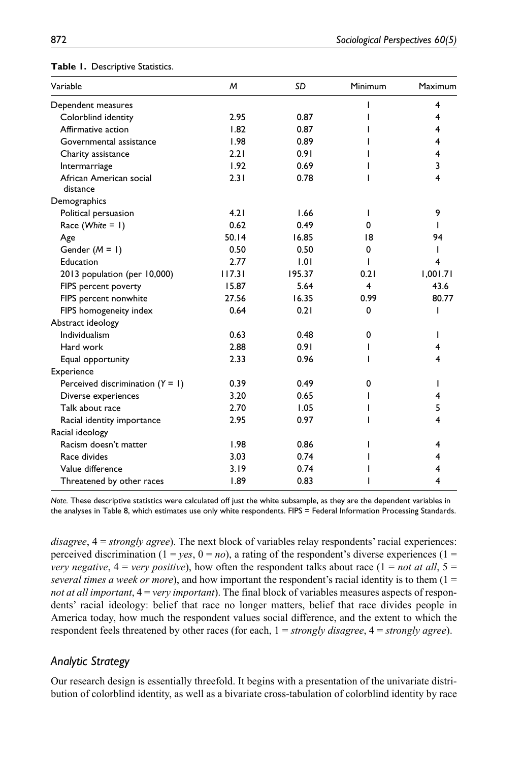**Table 1.** Descriptive Statistics.

| Variable | *M* | *SD* | Minimum | Maximum |
|---|---|---|---|---|
| Dependent measures | | | 1 | 4 |
| Colorblind identity | 2.95 | 0.87 | 1 | 4 |
| Affirmative action | 1.82 | 0.87 | 1 | 4 |
| Governmental assistance | 1.98 | 0.89 | 1 | 4 |
| Charity assistance | 2.21 | 0.91 | 1 | 4 |
| Intermarriage | 1.92 | 0.69 | 1 | 3 |
| African American social distance | 2.31 | 0.78 | 1 | 4 |
| Demographics | | | | |
| Political persuasion | 4.21 | 1.66 | 1 | 9 |
| Race (*White* = 1) | 0.62 | 0.49 | 0 | 1 |
| Age | 50.14 | 16.85 | 18 | 94 |
| Gender (*M* = 1) | 0.50 | 0.50 | 0 | 1 |
| Education | 2.77 | 1.01 | 1 | 4 |
| 2013 population (per 10,000) | 117.31 | 195.37 | 0.21 | 1,001.71 |
| FIPS percent poverty | 15.87 | 5.64 | 4 | 43.6 |
| FIPS percent nonwhite | 27.56 | 16.35 | 0.99 | 80.77 |
| FIPS homogeneity index | 0.64 | 0.21 | 0 | 1 |
| Abstract ideology | | | | |
| Individualism | 0.63 | 0.48 | 0 | 1 |
| Hard work | 2.88 | 0.91 | 1 | 4 |
| Equal opportunity | 2.33 | 0.96 | 1 | 4 |
| Experience | | | | |
| Perceived discrimination (*Y* = 1) | 0.39 | 0.49 | 0 | 1 |
| Diverse experiences | 3.20 | 0.65 | 1 | 4 |
| Talk about race | 2.70 | 1.05 | 1 | 5 |
| Racial identity importance | 2.95 | 0.97 | 1 | 4 |
| Racial ideology | | | | |
| Racism doesn't matter | 1.98 | 0.86 | 1 | 4 |
| Race divides | 3.03 | 0.74 | 1 | 4 |
| Value difference | 3.19 | 0.74 | 1 | 4 |
| Threatened by other races | 1.89 | 0.83 | 1 | 4 |

*Note.* These descriptive statistics were calculated off just the white subsample, as they are the dependent variables in the analyses in Table 8, which estimates use only white respondents. FIPS = Federal Information Processing Standards.

*disagree*, 4 = *strongly agree*). The next block of variables relay respondents' racial experiences: perceived discrimination (1 = *yes*, 0 = *no*), a rating of the respondent's diverse experiences (1 = *very negative*, 4 = *very positive*), how often the respondent talks about race (1 = *not at all*, 5 = *several times a week or more*), and how important the respondent's racial identity is to them (1 = *not at all important*, 4 = *very important*). The final block of variables measures aspects of respondents' racial ideology: belief that race no longer matters, belief that race divides people in America today, how much the respondent values social difference, and the extent to which the respondent feels threatened by other races (for each, 1 = *strongly disagree*, 4 = *strongly agree*).

### *Analytic Strategy*

Our research design is essentially threefold. It begins with a presentation of the univariate distribution of colorblind identity, as well as a bivariate cross-tabulation of colorblind identity by race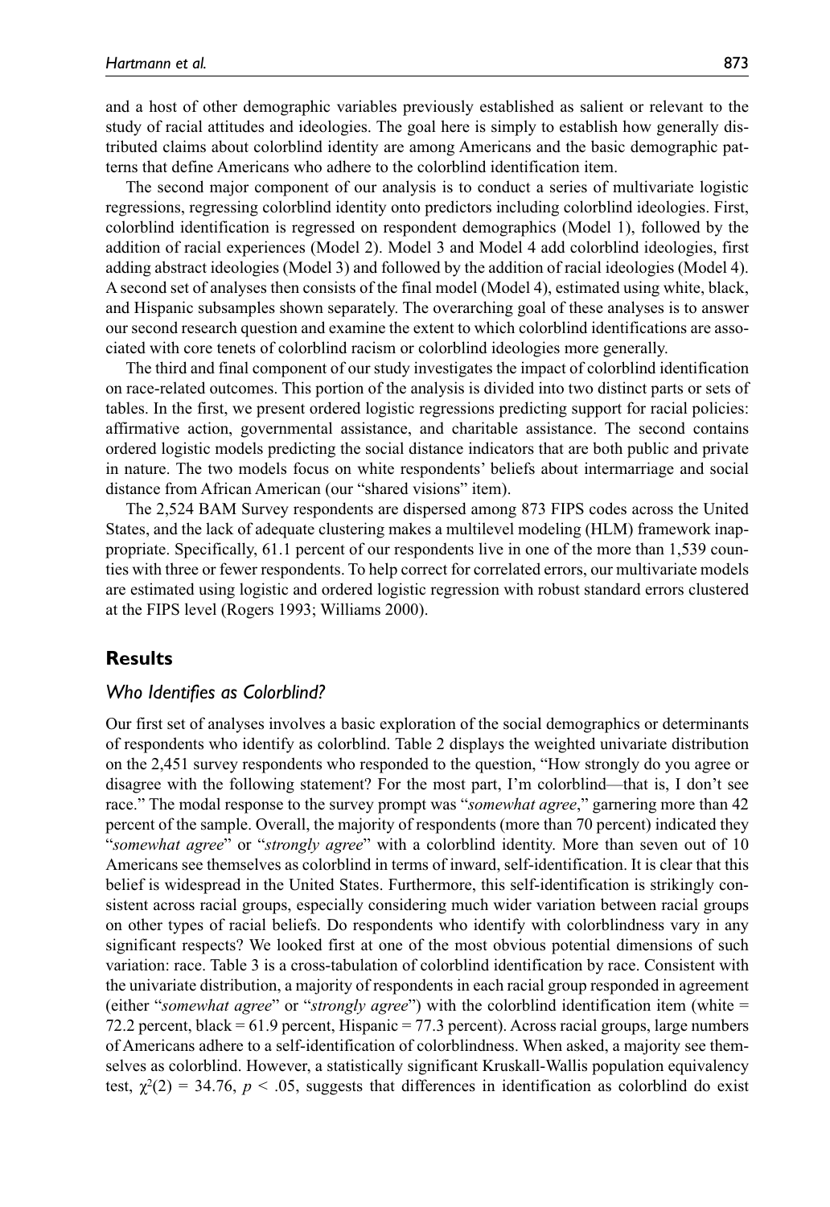and a host of other demographic variables previously established as salient or relevant to the study of racial attitudes and ideologies. The goal here is simply to establish how generally distributed claims about colorblind identity are among Americans and the basic demographic patterns that define Americans who adhere to the colorblind identification item.

The second major component of our analysis is to conduct a series of multivariate logistic regressions, regressing colorblind identity onto predictors including colorblind ideologies. First, colorblind identification is regressed on respondent demographics (Model 1), followed by the addition of racial experiences (Model 2). Model 3 and Model 4 add colorblind ideologies, first adding abstract ideologies (Model 3) and followed by the addition of racial ideologies (Model 4). A second set of analyses then consists of the final model (Model 4), estimated using white, black, and Hispanic subsamples shown separately. The overarching goal of these analyses is to answer our second research question and examine the extent to which colorblind identifications are associated with core tenets of colorblind racism or colorblind ideologies more generally.

The third and final component of our study investigates the impact of colorblind identification on race-related outcomes. This portion of the analysis is divided into two distinct parts or sets of tables. In the first, we present ordered logistic regressions predicting support for racial policies: affirmative action, governmental assistance, and charitable assistance. The second contains ordered logistic models predicting the social distance indicators that are both public and private in nature. The two models focus on white respondents' beliefs about intermarriage and social distance from African American (our "shared visions" item).

The 2,524 BAM Survey respondents are dispersed among 873 FIPS codes across the United States, and the lack of adequate clustering makes a multilevel modeling (HLM) framework inappropriate. Specifically, 61.1 percent of our respondents live in one of the more than 1,539 counties with three or fewer respondents. To help correct for correlated errors, our multivariate models are estimated using logistic and ordered logistic regression with robust standard errors clustered at the FIPS level (Rogers 1993; Williams 2000).

## Results

### *Who Identifies as Colorblind?*

Our first set of analyses involves a basic exploration of the social demographics or determinants of respondents who identify as colorblind. Table 2 displays the weighted univariate distribution on the 2,451 survey respondents who responded to the question, "How strongly do you agree or disagree with the following statement? For the most part, I'm colorblind—that is, I don't see race." The modal response to the survey prompt was "*somewhat agree*," garnering more than 42 percent of the sample. Overall, the majority of respondents (more than 70 percent) indicated they "*somewhat agree*" or "*strongly agree*" with a colorblind identity. More than seven out of 10 Americans see themselves as colorblind in terms of inward, self-identification. It is clear that this belief is widespread in the United States. Furthermore, this self-identification is strikingly consistent across racial groups, especially considering much wider variation between racial groups on other types of racial beliefs. Do respondents who identify with colorblindness vary in any significant respects? We looked first at one of the most obvious potential dimensions of such variation: race. Table 3 is a cross-tabulation of colorblind identification by race. Consistent with the univariate distribution, a majority of respondents in each racial group responded in agreement (either "*somewhat agree*" or "*strongly agree*") with the colorblind identification item (white = 72.2 percent, black = 61.9 percent, Hispanic = 77.3 percent). Across racial groups, large numbers of Americans adhere to a self-identification of colorblindness. When asked, a majority see themselves as colorblind. However, a statistically significant Kruskall-Wallis population equivalency test, $\chi^2(2) = 34.76$, $p < .05$, suggests that differences in identification as colorblind do exist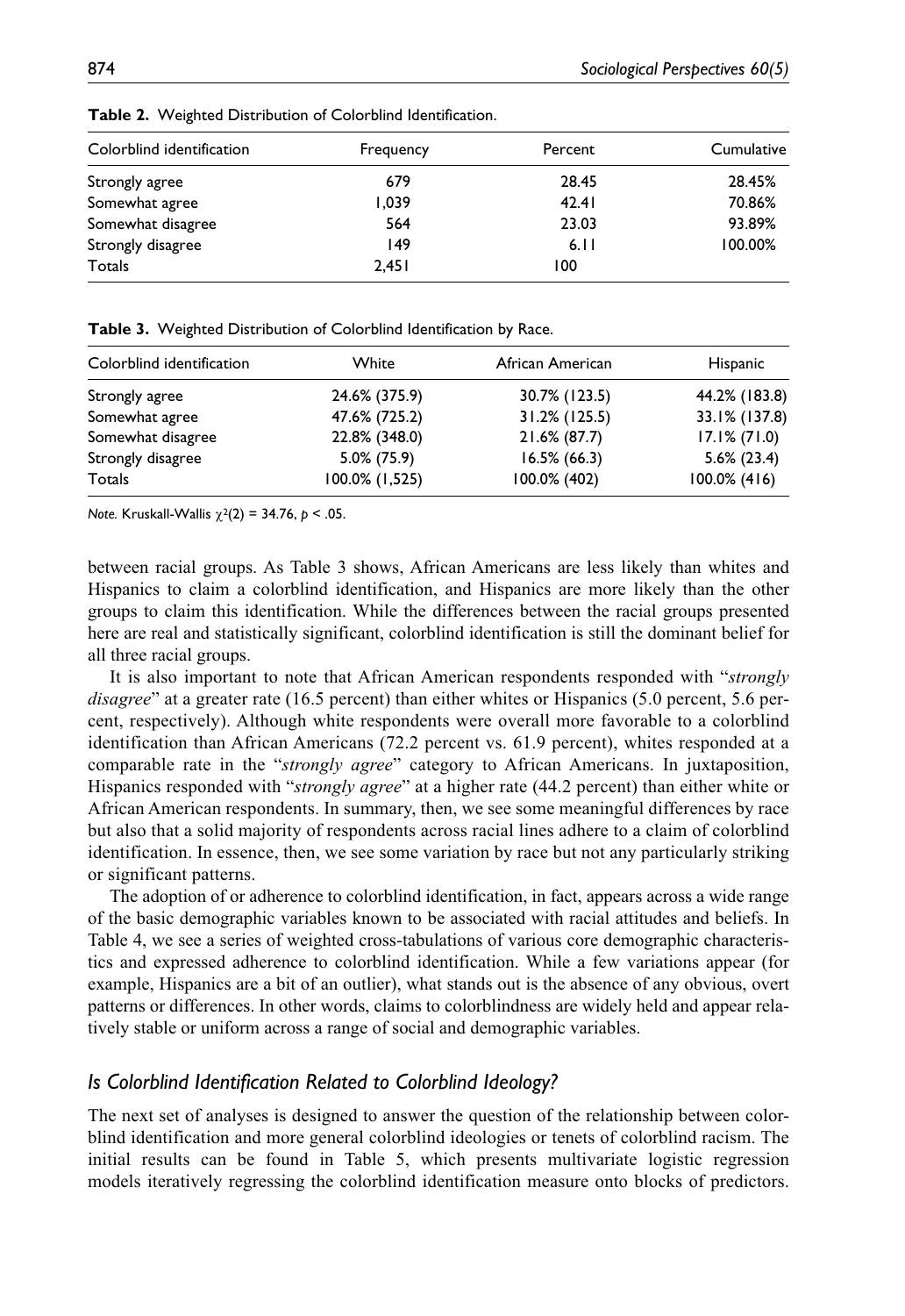**Table 2.** Weighted Distribution of Colorblind Identification.

| Colorblind identification | Frequency | Percent | Cumulative |
|---|---|---|---|
| Strongly agree | 679 | 28.45 | 28.45% |
| Somewhat agree | 1,039 | 42.41 | 70.86% |
| Somewhat disagree | 564 | 23.03 | 93.89% |
| Strongly disagree | 149 | 6.11 | 100.00% |
| Totals | 2,451 | 100 | |

**Table 3.** Weighted Distribution of Colorblind Identification by Race.

| Colorblind identification | White | African American | Hispanic |
|---|---|---|---|
| Strongly agree | 24.6% (375.9) | 30.7% (123.5) | 44.2% (183.8) |
| Somewhat agree | 47.6% (725.2) | 31.2% (125.5) | 33.1% (137.8) |
| Somewhat disagree | 22.8% (348.0) | 21.6% (87.7) | 17.1% (71.0) |
| Strongly disagree | 5.0% (75.9) | 16.5% (66.3) | 5.6% (23.4) |
| Totals | 100.0% (1,525) | 100.0% (402) | 100.0% (416) |

*Note.* Kruskall-Wallis $\chi^2(2) = 34.76$, $p < .05$.

between racial groups. As Table 3 shows, African Americans are less likely than whites and Hispanics to claim a colorblind identification, and Hispanics are more likely than the other groups to claim this identification. While the differences between the racial groups presented here are real and statistically significant, colorblind identification is still the dominant belief for all three racial groups.

It is also important to note that African American respondents responded with "*strongly disagree*" at a greater rate (16.5 percent) than either whites or Hispanics (5.0 percent, 5.6 percent, respectively). Although white respondents were overall more favorable to a colorblind identification than African Americans (72.2 percent vs. 61.9 percent), whites responded at a comparable rate in the "*strongly agree*" category to African Americans. In juxtaposition, Hispanics responded with "*strongly agree*" at a higher rate (44.2 percent) than either white or African American respondents. In summary, then, we see some meaningful differences by race but also that a solid majority of respondents across racial lines adhere to a claim of colorblind identification. In essence, then, we see some variation by race but not any particularly striking or significant patterns.

The adoption of or adherence to colorblind identification, in fact, appears across a wide range of the basic demographic variables known to be associated with racial attitudes and beliefs. In Table 4, we see a series of weighted cross-tabulations of various core demographic characteristics and expressed adherence to colorblind identification. While a few variations appear (for example, Hispanics are a bit of an outlier), what stands out is the absence of any obvious, overt patterns or differences. In other words, claims to colorblindness are widely held and appear relatively stable or uniform across a range of social and demographic variables.

### *Is Colorblind Identification Related to Colorblind Ideology?*

The next set of analyses is designed to answer the question of the relationship between colorblind identification and more general colorblind ideologies or tenets of colorblind racism. The initial results can be found in Table 5, which presents multivariate logistic regression models iteratively regressing the colorblind identification measure onto blocks of predictors.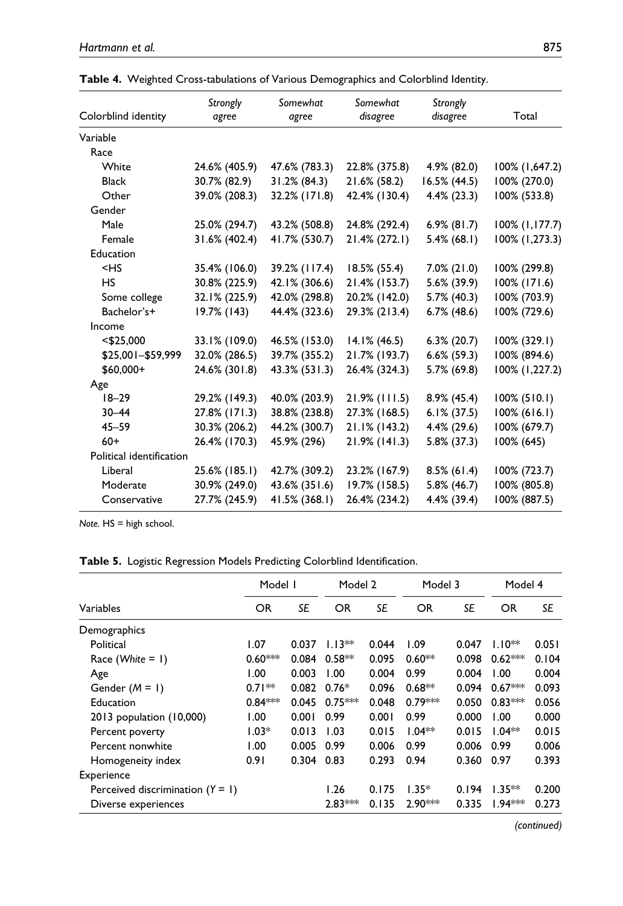**Table 4.** Weighted Cross-tabulations of Various Demographics and Colorblind Identity.

| Colorblind identity | *Strongly agree* | *Somewhat agree* | *Somewhat disagree* | *Strongly disagree* | Total |
|---|---|---|---|---|---|
| Variable | | | | | |
| Race | | | | | |
| White | 24.6% (405.9) | 47.6% (783.3) | 22.8% (375.8) | 4.9% (82.0) | 100% (1,647.2) |
| Black | 30.7% (82.9) | 31.2% (84.3) | 21.6% (58.2) | 16.5% (44.5) | 100% (270.0) |
| Other | 39.0% (208.3) | 32.2% (171.8) | 42.4% (130.4) | 4.4% (23.3) | 100% (533.8) |
| Gender | | | | | |
| Male | 25.0% (294.7) | 43.2% (508.8) | 24.8% (292.4) | 6.9% (81.7) | 100% (1,177.7) |
| Female | 31.6% (402.4) | 41.7% (530.7) | 21.4% (272.1) | 5.4% (68.1) | 100% (1,273.3) |
| Education | | | | | |
| <HS | 35.4% (106.0) | 39.2% (117.4) | 18.5% (55.4) | 7.0% (21.0) | 100% (299.8) |
| HS | 30.8% (225.9) | 42.1% (306.6) | 21.4% (153.7) | 5.6% (39.9) | 100% (171.6) |
| Some college | 32.1% (225.9) | 42.0% (298.8) | 20.2% (142.0) | 5.7% (40.3) | 100% (703.9) |
| Bachelor's+ | 19.7% (143) | 44.4% (323.6) | 29.3% (213.4) | 6.7% (48.6) | 100% (729.6) |
| Income | | | | | |
| <$25,000 | 33.1% (109.0) | 46.5% (153.0) | 14.1% (46.5) | 6.3% (20.7) | 100% (329.1) |
| $25,001–$59,999 | 32.0% (286.5) | 39.7% (355.2) | 21.7% (193.7) | 6.6% (59.3) | 100% (894.6) |
| $60,000+ | 24.6% (301.8) | 43.3% (531.3) | 26.4% (324.3) | 5.7% (69.8) | 100% (1,227.2) |
| Age | | | | | |
| 18–29 | 29.2% (149.3) | 40.0% (203.9) | 21.9% (111.5) | 8.9% (45.4) | 100% (510.1) |
| 30–44 | 27.8% (171.3) | 38.8% (238.8) | 27.3% (168.5) | 6.1% (37.5) | 100% (616.1) |
| 45–59 | 30.3% (206.2) | 44.2% (300.7) | 21.1% (143.2) | 4.4% (29.6) | 100% (679.7) |
| 60+ | 26.4% (170.3) | 45.9% (296) | 21.9% (141.3) | 5.8% (37.3) | 100% (645) |
| Political identification | | | | | |
| Liberal | 25.6% (185.1) | 42.7% (309.2) | 23.2% (167.9) | 8.5% (61.4) | 100% (723.7) |
| Moderate | 30.9% (249.0) | 43.6% (351.6) | 19.7% (158.5) | 5.8% (46.7) | 100% (805.8) |
| Conservative | 27.7% (245.9) | 41.5% (368.1) | 26.4% (234.2) | 4.4% (39.4) | 100% (887.5) |

*Note.* HS = high school.

**Table 5.** Logistic Regression Models Predicting Colorblind Identification.

| | Model 1 | | Model 2 | | Model 3 | | Model 4 | |
|---|---|---|---|---|---|---|---|---|
| Variables | OR | *SE* | OR | *SE* | OR | *SE* | OR | *SE* |
| Demographics | | | | | | | | |
| Political | 1.07 | 0.037 | 1.13** | 0.044 | 1.09 | 0.047 | 1.10** | 0.051 |
| Race (*White* = 1) | 0.60*** | 0.084 | 0.58** | 0.095 | 0.60** | 0.098 | 0.62*** | 0.104 |
| Age | 1.00 | 0.003 | 1.00 | 0.004 | 0.99 | 0.004 | 1.00 | 0.004 |
| Gender (*M* = 1) | 0.71** | 0.082 | 0.76* | 0.096 | 0.68** | 0.094 | 0.67*** | 0.093 |
| Education | 0.84*** | 0.045 | 0.75*** | 0.048 | 0.79*** | 0.050 | 0.83*** | 0.056 |
| 2013 population (10,000) | 1.00 | 0.001 | 0.99 | 0.001 | 0.99 | 0.000 | 1.00 | 0.000 |
| Percent poverty | 1.03* | 0.013 | 1.03 | 0.015 | 1.04** | 0.015 | 1.04** | 0.015 |
| Percent nonwhite | 1.00 | 0.005 | 0.99 | 0.006 | 0.99 | 0.006 | 0.99 | 0.006 |
| Homogeneity index | 0.91 | 0.304 | 0.83 | 0.293 | 0.94 | 0.360 | 0.97 | 0.393 |
| Experience | | | | | | | | |
| Perceived discrimination (*Y* = 1) | | | 1.26 | 0.175 | 1.35* | 0.194 | 1.35** | 0.200 |
| Diverse experiences | | | 2.83*** | 0.135 | 2.90*** | 0.335 | 1.94*** | 0.273 |

*(continued)*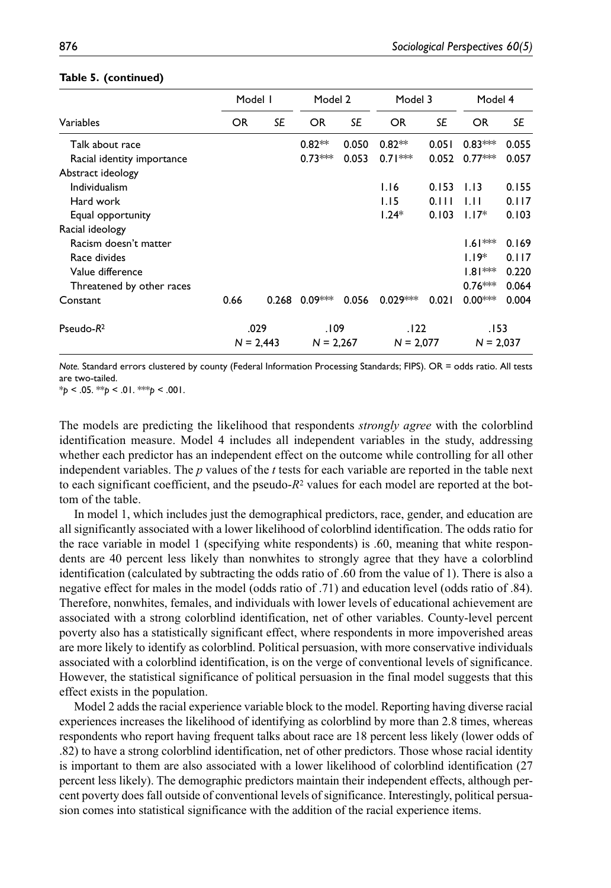**Table 5. (continued)**

| Variables | Model 1 | | Model 2 | | Model 3 | | Model 4 | |
|---|---|---|---|---|---|---|---|---|
| | OR | SE | OR | SE | OR | SE | OR | SE |
| Talk about race | | | 0.82** | 0.050 | 0.82** | 0.051 | 0.83*** | 0.055 |
| Racial identity importance | | | 0.73*** | 0.053 | 0.71*** | 0.052 | 0.77*** | 0.057 |
| Abstract ideology | | | | | | | | |
| Individualism | | | | | 1.16 | 0.153 | 1.13 | 0.155 |
| Hard work | | | | | 1.15 | 0.111 | 1.11 | 0.117 |
| Equal opportunity | | | | | 1.24* | 0.103 | 1.17* | 0.103 |
| Racial ideology | | | | | | | | |
| Racism doesn't matter | | | | | | | 1.61*** | 0.169 |
| Race divides | | | | | | | 1.19* | 0.117 |
| Value difference | | | | | | | 1.81*** | 0.220 |
| Threatened by other races | | | | | | | 0.76*** | 0.064 |
| Constant | 0.66 | 0.268 | 0.09*** | 0.056 | 0.029*** | 0.021 | 0.00*** | 0.004 |
| Pseudo-$R^2$ | .029 | | .109 | | .122 | | .153 | |
| | $N$ = 2,443 | | $N$ = 2,267 | | $N$ = 2,077 | | $N$ = 2,037 | |

*Note.* Standard errors clustered by county (Federal Information Processing Standards; FIPS). OR = odds ratio. All tests are two-tailed.
*$p$ < .05. **$p$ < .01. ***$p$ < .001.

The models are predicting the likelihood that respondents *strongly agree* with the colorblind identification measure. Model 4 includes all independent variables in the study, addressing whether each predictor has an independent effect on the outcome while controlling for all other independent variables. The $p$ values of the $t$ tests for each variable are reported in the table next to each significant coefficient, and the pseudo-$R^2$ values for each model are reported at the bottom of the table.

In model 1, which includes just the demographical predictors, race, gender, and education are all significantly associated with a lower likelihood of colorblind identification. The odds ratio for the race variable in model 1 (specifying white respondents) is .60, meaning that white respondents are 40 percent less likely than nonwhites to strongly agree that they have a colorblind identification (calculated by subtracting the odds ratio of .60 from the value of 1). There is also a negative effect for males in the model (odds ratio of .71) and education level (odds ratio of .84). Therefore, nonwhites, females, and individuals with lower levels of educational achievement are associated with a strong colorblind identification, net of other variables. County-level percent poverty also has a statistically significant effect, where respondents in more impoverished areas are more likely to identify as colorblind. Political persuasion, with more conservative individuals associated with a colorblind identification, is on the verge of conventional levels of significance. However, the statistical significance of political persuasion in the final model suggests that this effect exists in the population.

Model 2 adds the racial experience variable block to the model. Reporting having diverse racial experiences increases the likelihood of identifying as colorblind by more than 2.8 times, whereas respondents who report having frequent talks about race are 18 percent less likely (lower odds of .82) to have a strong colorblind identification, net of other predictors. Those whose racial identity is important to them are also associated with a lower likelihood of colorblind identification (27 percent less likely). The demographic predictors maintain their independent effects, although percent poverty does fall outside of conventional levels of significance. Interestingly, political persuasion comes into statistical significance with the addition of the racial experience items.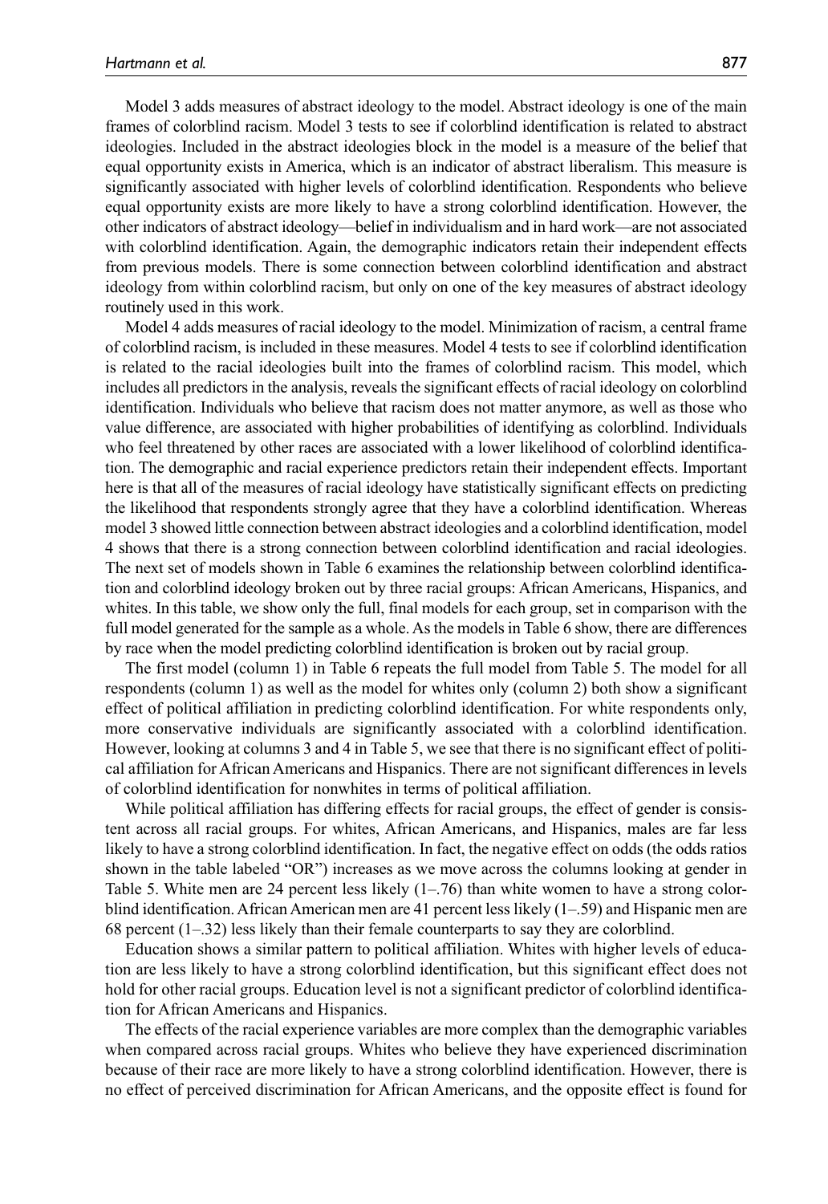Model 3 adds measures of abstract ideology to the model. Abstract ideology is one of the main frames of colorblind racism. Model 3 tests to see if colorblind identification is related to abstract ideologies. Included in the abstract ideologies block in the model is a measure of the belief that equal opportunity exists in America, which is an indicator of abstract liberalism. This measure is significantly associated with higher levels of colorblind identification. Respondents who believe equal opportunity exists are more likely to have a strong colorblind identification. However, the other indicators of abstract ideology—belief in individualism and in hard work—are not associated with colorblind identification. Again, the demographic indicators retain their independent effects from previous models. There is some connection between colorblind identification and abstract ideology from within colorblind racism, but only on one of the key measures of abstract ideology routinely used in this work.

Model 4 adds measures of racial ideology to the model. Minimization of racism, a central frame of colorblind racism, is included in these measures. Model 4 tests to see if colorblind identification is related to the racial ideologies built into the frames of colorblind racism. This model, which includes all predictors in the analysis, reveals the significant effects of racial ideology on colorblind identification. Individuals who believe that racism does not matter anymore, as well as those who value difference, are associated with higher probabilities of identifying as colorblind. Individuals who feel threatened by other races are associated with a lower likelihood of colorblind identification. The demographic and racial experience predictors retain their independent effects. Important here is that all of the measures of racial ideology have statistically significant effects on predicting the likelihood that respondents strongly agree that they have a colorblind identification. Whereas model 3 showed little connection between abstract ideologies and a colorblind identification, model 4 shows that there is a strong connection between colorblind identification and racial ideologies. The next set of models shown in Table 6 examines the relationship between colorblind identification and colorblind ideology broken out by three racial groups: African Americans, Hispanics, and whites. In this table, we show only the full, final models for each group, set in comparison with the full model generated for the sample as a whole. As the models in Table 6 show, there are differences by race when the model predicting colorblind identification is broken out by racial group.

The first model (column 1) in Table 6 repeats the full model from Table 5. The model for all respondents (column 1) as well as the model for whites only (column 2) both show a significant effect of political affiliation in predicting colorblind identification. For white respondents only, more conservative individuals are significantly associated with a colorblind identification. However, looking at columns 3 and 4 in Table 5, we see that there is no significant effect of political affiliation for African Americans and Hispanics. There are not significant differences in levels of colorblind identification for nonwhites in terms of political affiliation.

While political affiliation has differing effects for racial groups, the effect of gender is consistent across all racial groups. For whites, African Americans, and Hispanics, males are far less likely to have a strong colorblind identification. In fact, the negative effect on odds (the odds ratios shown in the table labeled "OR") increases as we move across the columns looking at gender in Table 5. White men are 24 percent less likely (1–.76) than white women to have a strong colorblind identification. African American men are 41 percent less likely (1–.59) and Hispanic men are 68 percent (1–.32) less likely than their female counterparts to say they are colorblind.

Education shows a similar pattern to political affiliation. Whites with higher levels of education are less likely to have a strong colorblind identification, but this significant effect does not hold for other racial groups. Education level is not a significant predictor of colorblind identification for African Americans and Hispanics.

The effects of the racial experience variables are more complex than the demographic variables when compared across racial groups. Whites who believe they have experienced discrimination because of their race are more likely to have a strong colorblind identification. However, there is no effect of perceived discrimination for African Americans, and the opposite effect is found for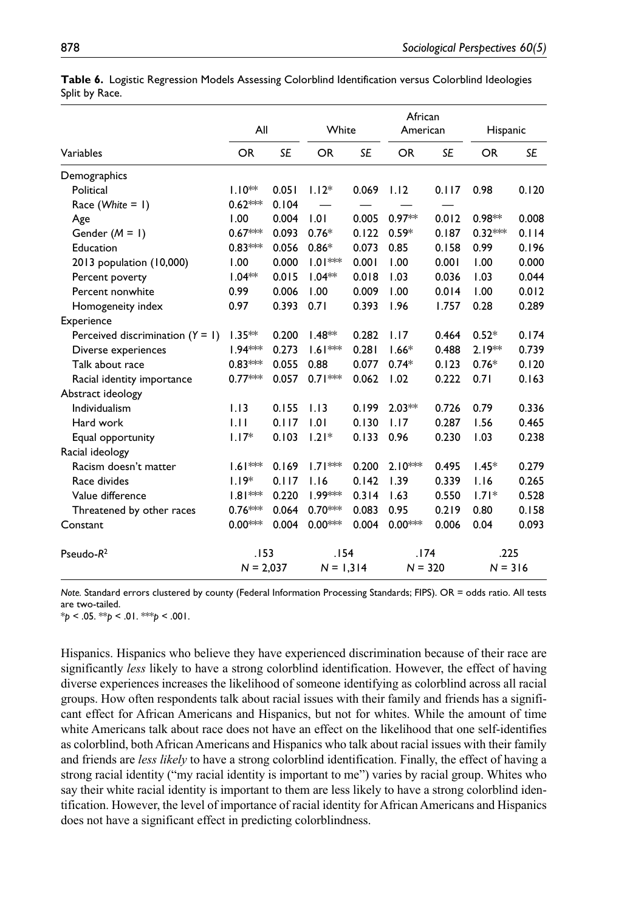**Table 6.** Logistic Regression Models Assessing Colorblind Identification versus Colorblind Ideologies Split by Race.

| Variables | All | | White | | African American | | Hispanic | |
|---|---|---|---|---|---|---|---|---|
| | OR | *SE* | OR | *SE* | OR | *SE* | OR | *SE* |
| Demographics | | | | | | | | |
| Political | 1.10** | 0.051 | 1.12* | 0.069 | 1.12 | 0.117 | 0.98 | 0.120 |
| Race (*White* = 1) | 0.62*** | 0.104 | — | — | — | — | | |
| Age | 1.00 | 0.004 | 1.01 | 0.005 | 0.97** | 0.012 | 0.98** | 0.008 |
| Gender (*M* = 1) | 0.67*** | 0.093 | 0.76* | 0.122 | 0.59* | 0.187 | 0.32*** | 0.114 |
| Education | 0.83*** | 0.056 | 0.86* | 0.073 | 0.85 | 0.158 | 0.99 | 0.196 |
| 2013 population (10,000) | 1.00 | 0.000 | 1.01*** | 0.001 | 1.00 | 0.001 | 1.00 | 0.000 |
| Percent poverty | 1.04** | 0.015 | 1.04** | 0.018 | 1.03 | 0.036 | 1.03 | 0.044 |
| Percent nonwhite | 0.99 | 0.006 | 1.00 | 0.009 | 1.00 | 0.014 | 1.00 | 0.012 |
| Homogeneity index | 0.97 | 0.393 | 0.71 | 0.393 | 1.96 | 1.757 | 0.28 | 0.289 |
| Experience | | | | | | | | |
| Perceived discrimination (*Y* = 1) | 1.35** | 0.200 | 1.48** | 0.282 | 1.17 | 0.464 | 0.52* | 0.174 |
| Diverse experiences | 1.94*** | 0.273 | 1.61*** | 0.281 | 1.66* | 0.488 | 2.19** | 0.739 |
| Talk about race | 0.83*** | 0.055 | 0.88 | 0.077 | 0.74* | 0.123 | 0.76* | 0.120 |
| Racial identity importance | 0.77*** | 0.057 | 0.71*** | 0.062 | 1.02 | 0.222 | 0.71 | 0.163 |
| Abstract ideology | | | | | | | | |
| Individualism | 1.13 | 0.155 | 1.13 | 0.199 | 2.03** | 0.726 | 0.79 | 0.336 |
| Hard work | 1.11 | 0.117 | 1.01 | 0.130 | 1.17 | 0.287 | 1.56 | 0.465 |
| Equal opportunity | 1.17* | 0.103 | 1.21* | 0.133 | 0.96 | 0.230 | 1.03 | 0.238 |
| Racial ideology | | | | | | | | |
| Racism doesn't matter | 1.61*** | 0.169 | 1.71*** | 0.200 | 2.10*** | 0.495 | 1.45* | 0.279 |
| Race divides | 1.19* | 0.117 | 1.16 | 0.142 | 1.39 | 0.339 | 1.16 | 0.265 |
| Value difference | 1.81*** | 0.220 | 1.99*** | 0.314 | 1.63 | 0.550 | 1.71* | 0.528 |
| Threatened by other races | 0.76*** | 0.064 | 0.70*** | 0.083 | 0.95 | 0.219 | 0.80 | 0.158 |
| Constant | 0.00*** | 0.004 | 0.00*** | 0.004 | 0.00*** | 0.006 | 0.04 | 0.093 |
| Pseudo-$R^2$ | .153 | | .154 | | .174 | | .225 | |
| | *N* = 2,037 | | *N* = 1,314 | | *N* = 320 | | *N* = 316 | |

*Note.* Standard errors clustered by county (Federal Information Processing Standards; FIPS). OR = odds ratio. All tests are two-tailed.
$^{*}p < .05$. $^{**}p < .01$. $^{***}p < .001$.

Hispanics. Hispanics who believe they have experienced discrimination because of their race are significantly *less* likely to have a strong colorblind identification. However, the effect of having diverse experiences increases the likelihood of someone identifying as colorblind across all racial groups. How often respondents talk about racial issues with their family and friends has a significant effect for African Americans and Hispanics, but not for whites. While the amount of time white Americans talk about race does not have an effect on the likelihood that one self-identifies as colorblind, both African Americans and Hispanics who talk about racial issues with their family and friends are *less likely* to have a strong colorblind identification. Finally, the effect of having a strong racial identity ("my racial identity is important to me") varies by racial group. Whites who say their white racial identity is important to them are less likely to have a strong colorblind identification. However, the level of importance of racial identity for African Americans and Hispanics does not have a significant effect in predicting colorblindness.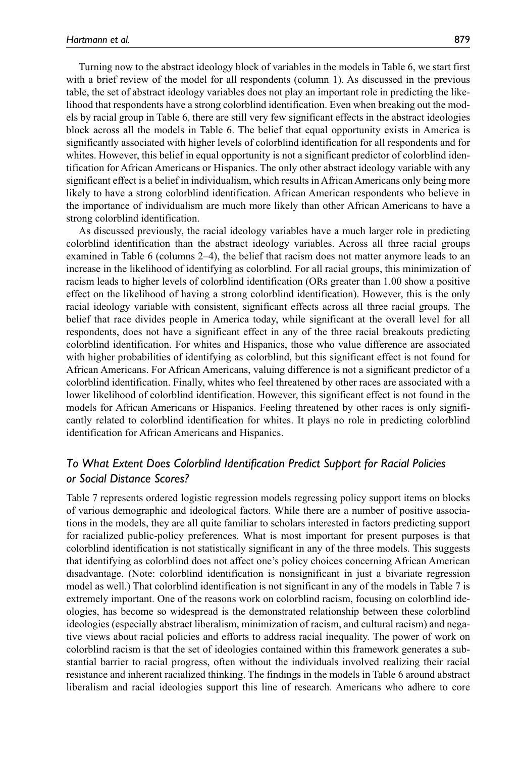Turning now to the abstract ideology block of variables in the models in Table 6, we start first with a brief review of the model for all respondents (column 1). As discussed in the previous table, the set of abstract ideology variables does not play an important role in predicting the likelihood that respondents have a strong colorblind identification. Even when breaking out the models by racial group in Table 6, there are still very few significant effects in the abstract ideologies block across all the models in Table 6. The belief that equal opportunity exists in America is significantly associated with higher levels of colorblind identification for all respondents and for whites. However, this belief in equal opportunity is not a significant predictor of colorblind identification for African Americans or Hispanics. The only other abstract ideology variable with any significant effect is a belief in individualism, which results in African Americans only being more likely to have a strong colorblind identification. African American respondents who believe in the importance of individualism are much more likely than other African Americans to have a strong colorblind identification.

As discussed previously, the racial ideology variables have a much larger role in predicting colorblind identification than the abstract ideology variables. Across all three racial groups examined in Table 6 (columns 2–4), the belief that racism does not matter anymore leads to an increase in the likelihood of identifying as colorblind. For all racial groups, this minimization of racism leads to higher levels of colorblind identification (ORs greater than 1.00 show a positive effect on the likelihood of having a strong colorblind identification). However, this is the only racial ideology variable with consistent, significant effects across all three racial groups. The belief that race divides people in America today, while significant at the overall level for all respondents, does not have a significant effect in any of the three racial breakouts predicting colorblind identification. For whites and Hispanics, those who value difference are associated with higher probabilities of identifying as colorblind, but this significant effect is not found for African Americans. For African Americans, valuing difference is not a significant predictor of a colorblind identification. Finally, whites who feel threatened by other races are associated with a lower likelihood of colorblind identification. However, this significant effect is not found in the models for African Americans or Hispanics. Feeling threatened by other races is only significantly related to colorblind identification for whites. It plays no role in predicting colorblind identification for African Americans and Hispanics.

### *To What Extent Does Colorblind Identification Predict Support for Racial Policies or Social Distance Scores?*

Table 7 represents ordered logistic regression models regressing policy support items on blocks of various demographic and ideological factors. While there are a number of positive associations in the models, they are all quite familiar to scholars interested in factors predicting support for racialized public-policy preferences. What is most important for present purposes is that colorblind identification is not statistically significant in any of the three models. This suggests that identifying as colorblind does not affect one's policy choices concerning African American disadvantage. (Note: colorblind identification is nonsignificant in just a bivariate regression model as well.) That colorblind identification is not significant in any of the models in Table 7 is extremely important. One of the reasons work on colorblind racism, focusing on colorblind ideologies, has become so widespread is the demonstrated relationship between these colorblind ideologies (especially abstract liberalism, minimization of racism, and cultural racism) and negative views about racial policies and efforts to address racial inequality. The power of work on colorblind racism is that the set of ideologies contained within this framework generates a substantial barrier to racial progress, often without the individuals involved realizing their racial resistance and inherent racialized thinking. The findings in the models in Table 6 around abstract liberalism and racial ideologies support this line of research. Americans who adhere to core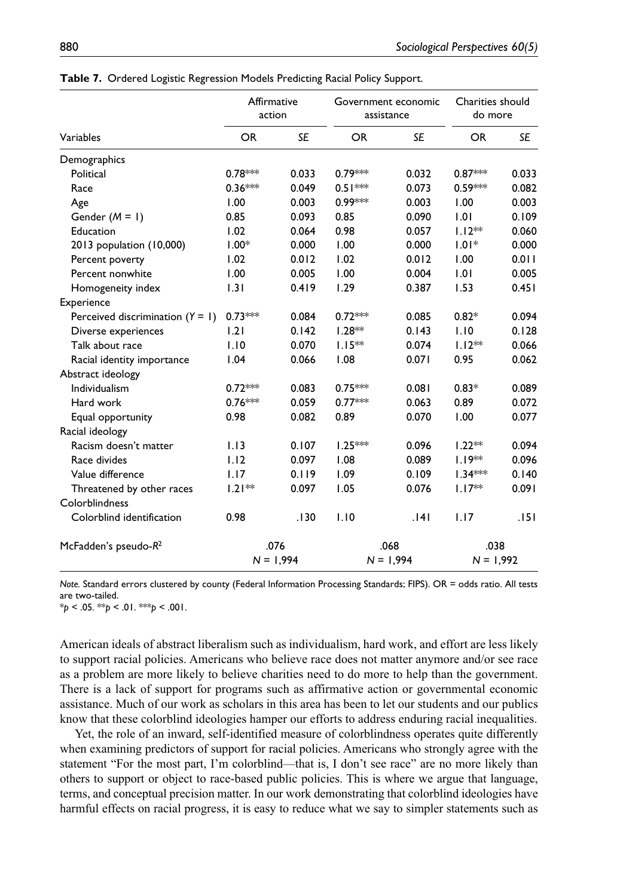**Table 7.** Ordered Logistic Regression Models Predicting Racial Policy Support.

| Variables | Affirmative action | | Government economic assistance | | Charities should do more | |
|---|---|---|---|---|---|---|
| | OR | *SE* | OR | *SE* | OR | *SE* |
| Demographics | | | | | | |
| Political | 0.78*** | 0.033 | 0.79*** | 0.032 | 0.87*** | 0.033 |
| Race | 0.36*** | 0.049 | 0.51*** | 0.073 | 0.59*** | 0.082 |
| Age | 1.00 | 0.003 | 0.99*** | 0.003 | 1.00 | 0.003 |
| Gender (*M* = 1) | 0.85 | 0.093 | 0.85 | 0.090 | 1.01 | 0.109 |
| Education | 1.02 | 0.064 | 0.98 | 0.057 | 1.12** | 0.060 |
| 2013 population (10,000) | 1.00* | 0.000 | 1.00 | 0.000 | 1.01* | 0.000 |
| Percent poverty | 1.02 | 0.012 | 1.02 | 0.012 | 1.00 | 0.011 |
| Percent nonwhite | 1.00 | 0.005 | 1.00 | 0.004 | 1.01 | 0.005 |
| Homogeneity index | 1.31 | 0.419 | 1.29 | 0.387 | 1.53 | 0.451 |
| Experience | | | | | | |
| Perceived discrimination (*Y* = 1) | 0.73*** | 0.084 | 0.72*** | 0.085 | 0.82* | 0.094 |
| Diverse experiences | 1.21 | 0.142 | 1.28** | 0.143 | 1.10 | 0.128 |
| Talk about race | 1.10 | 0.070 | 1.15** | 0.074 | 1.12** | 0.066 |
| Racial identity importance | 1.04 | 0.066 | 1.08 | 0.071 | 0.95 | 0.062 |
| Abstract ideology | | | | | | |
| Individualism | 0.72*** | 0.083 | 0.75*** | 0.081 | 0.83* | 0.089 |
| Hard work | 0.76*** | 0.059 | 0.77*** | 0.063 | 0.89 | 0.072 |
| Equal opportunity | 0.98 | 0.082 | 0.89 | 0.070 | 1.00 | 0.077 |
| Racial ideology | | | | | | |
| Racism doesn't matter | 1.13 | 0.107 | 1.25*** | 0.096 | 1.22** | 0.094 |
| Race divides | 1.12 | 0.097 | 1.08 | 0.089 | 1.19** | 0.096 |
| Value difference | 1.17 | 0.119 | 1.09 | 0.109 | 1.34*** | 0.140 |
| Threatened by other races | 1.21** | 0.097 | 1.05 | 0.076 | 1.17** | 0.091 |
| Colorblindness | | | | | | |
| Colorblind identification | 0.98 | .130 | 1.10 | .141 | 1.17 | .151 |
| McFadden's pseudo-$R^2$ | .076 | | .068 | | .038 | |
| | *N* = 1,994 | | *N* = 1,994 | | *N* = 1,992 | |

*Note.* Standard errors clustered by county (Federal Information Processing Standards; FIPS). OR = odds ratio. All tests are two-tailed.
*$p < .05$. **$p < .01$. ***$p < .001$.

American ideals of abstract liberalism such as individualism, hard work, and effort are less likely to support racial policies. Americans who believe race does not matter anymore and/or see race as a problem are more likely to believe charities need to do more to help than the government. There is a lack of support for programs such as affirmative action or governmental economic assistance. Much of our work as scholars in this area has been to let our students and our publics know that these colorblind ideologies hamper our efforts to address enduring racial inequalities.

Yet, the role of an inward, self-identified measure of colorblindness operates quite differently when examining predictors of support for racial policies. Americans who strongly agree with the statement "For the most part, I'm colorblind—that is, I don't see race" are no more likely than others to support or object to race-based public policies. This is where we argue that language, terms, and conceptual precision matter. In our work demonstrating that colorblind ideologies have harmful effects on racial progress, it is easy to reduce what we say to simpler statements such as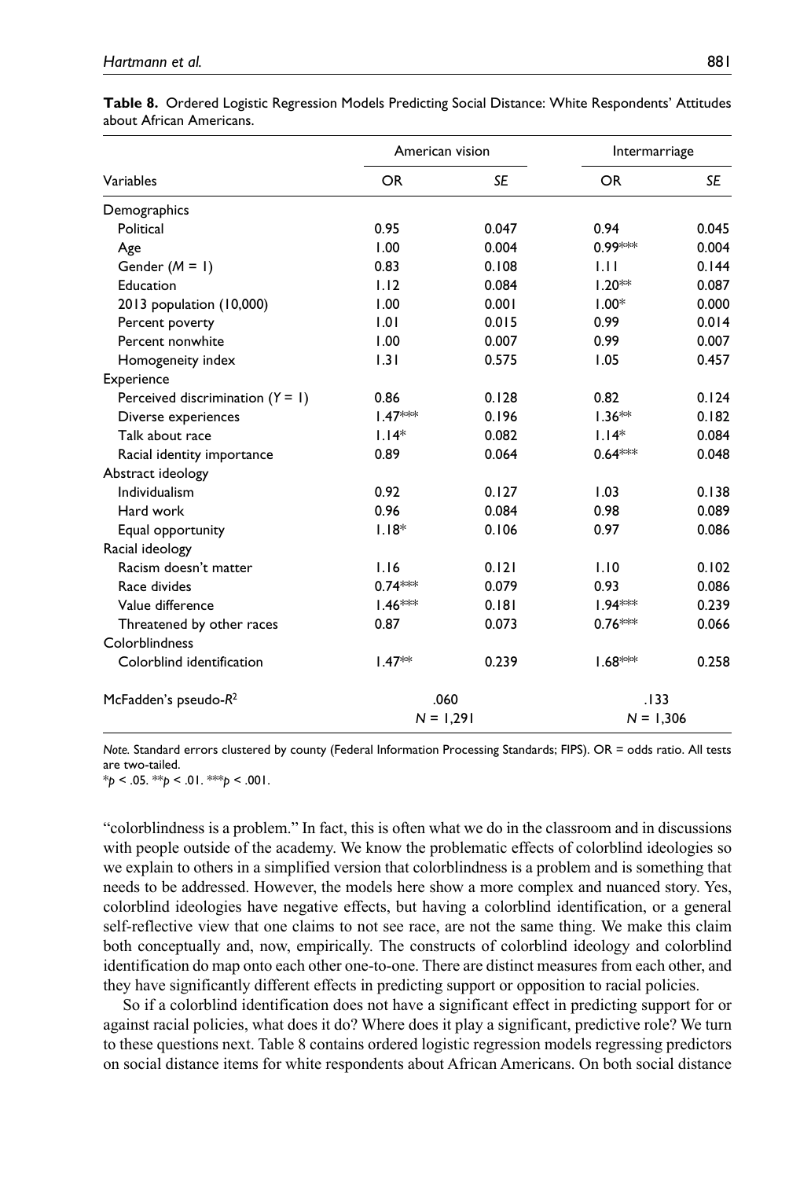**Table 8.** Ordered Logistic Regression Models Predicting Social Distance: White Respondents' Attitudes about African Americans.

| Variables | American vision | | Intermarriage | |
|---|---|---|---|---|
| | OR | *SE* | OR | *SE* |
| Demographics | | | | |
| Political | 0.95 | 0.047 | 0.94 | 0.045 |
| Age | 1.00 | 0.004 | 0.99*** | 0.004 |
| Gender (*M* = 1) | 0.83 | 0.108 | 1.11 | 0.144 |
| Education | 1.12 | 0.084 | 1.20** | 0.087 |
| 2013 population (10,000) | 1.00 | 0.001 | 1.00* | 0.000 |
| Percent poverty | 1.01 | 0.015 | 0.99 | 0.014 |
| Percent nonwhite | 1.00 | 0.007 | 0.99 | 0.007 |
| Homogeneity index | 1.31 | 0.575 | 1.05 | 0.457 |
| Experience | | | | |
| Perceived discrimination (*Y* = 1) | 0.86 | 0.128 | 0.82 | 0.124 |
| Diverse experiences | 1.47*** | 0.196 | 1.36** | 0.182 |
| Talk about race | 1.14* | 0.082 | 1.14* | 0.084 |
| Racial identity importance | 0.89 | 0.064 | 0.64*** | 0.048 |
| Abstract ideology | | | | |
| Individualism | 0.92 | 0.127 | 1.03 | 0.138 |
| Hard work | 0.96 | 0.084 | 0.98 | 0.089 |
| Equal opportunity | 1.18* | 0.106 | 0.97 | 0.086 |
| Racial ideology | | | | |
| Racism doesn't matter | 1.16 | 0.121 | 1.10 | 0.102 |
| Race divides | 0.74*** | 0.079 | 0.93 | 0.086 |
| Value difference | 1.46*** | 0.181 | 1.94*** | 0.239 |
| Threatened by other races | 0.87 | 0.073 | 0.76*** | 0.066 |
| Colorblindness | | | | |
| Colorblind identification | 1.47** | 0.239 | 1.68*** | 0.258 |
| McFadden's pseudo-$R^2$ | .060 | | .133 | |
| | *N* = 1,291 | | *N* = 1,306 | |

*Note.* Standard errors clustered by county (Federal Information Processing Standards; FIPS). OR = odds ratio. All tests are two-tailed.
\**p* < .05. \*\**p* < .01. \*\*\**p* < .001.

"colorblindness is a problem." In fact, this is often what we do in the classroom and in discussions with people outside of the academy. We know the problematic effects of colorblind ideologies so we explain to others in a simplified version that colorblindness is a problem and is something that needs to be addressed. However, the models here show a more complex and nuanced story. Yes, colorblind ideologies have negative effects, but having a colorblind identification, or a general self-reflective view that one claims to not see race, are not the same thing. We make this claim both conceptually and, now, empirically. The constructs of colorblind ideology and colorblind identification do map onto each other one-to-one. There are distinct measures from each other, and they have significantly different effects in predicting support or opposition to racial policies.

So if a colorblind identification does not have a significant effect in predicting support for or against racial policies, what does it do? Where does it play a significant, predictive role? We turn to these questions next. Table 8 contains ordered logistic regression models regressing predictors on social distance items for white respondents about African Americans. On both social distance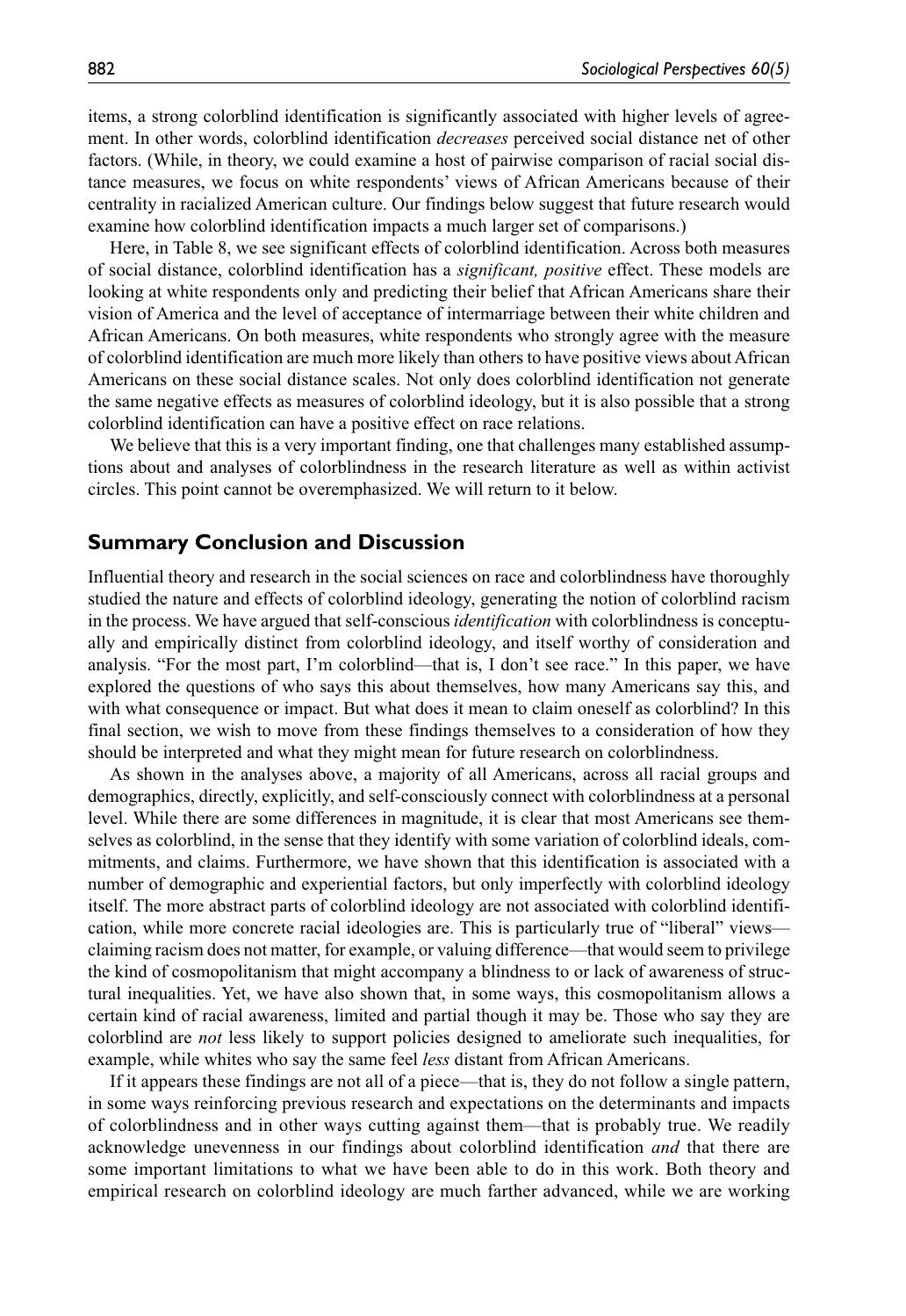items, a strong colorblind identification is significantly associated with higher levels of agreement. In other words, colorblind identification *decreases* perceived social distance net of other factors. (While, in theory, we could examine a host of pairwise comparison of racial social distance measures, we focus on white respondents' views of African Americans because of their centrality in racialized American culture. Our findings below suggest that future research would examine how colorblind identification impacts a much larger set of comparisons.)

Here, in Table 8, we see significant effects of colorblind identification. Across both measures of social distance, colorblind identification has a *significant, positive* effect. These models are looking at white respondents only and predicting their belief that African Americans share their vision of America and the level of acceptance of intermarriage between their white children and African Americans. On both measures, white respondents who strongly agree with the measure of colorblind identification are much more likely than others to have positive views about African Americans on these social distance scales. Not only does colorblind identification not generate the same negative effects as measures of colorblind ideology, but it is also possible that a strong colorblind identification can have a positive effect on race relations.

We believe that this is a very important finding, one that challenges many established assumptions about and analyses of colorblindness in the research literature as well as within activist circles. This point cannot be overemphasized. We will return to it below.

## Summary Conclusion and Discussion

Influential theory and research in the social sciences on race and colorblindness have thoroughly studied the nature and effects of colorblind ideology, generating the notion of colorblind racism in the process. We have argued that self-conscious *identification* with colorblindness is conceptually and empirically distinct from colorblind ideology, and itself worthy of consideration and analysis. "For the most part, I'm colorblind—that is, I don't see race." In this paper, we have explored the questions of who says this about themselves, how many Americans say this, and with what consequence or impact. But what does it mean to claim oneself as colorblind? In this final section, we wish to move from these findings themselves to a consideration of how they should be interpreted and what they might mean for future research on colorblindness.

As shown in the analyses above, a majority of all Americans, across all racial groups and demographics, directly, explicitly, and self-consciously connect with colorblindness at a personal level. While there are some differences in magnitude, it is clear that most Americans see themselves as colorblind, in the sense that they identify with some variation of colorblind ideals, commitments, and claims. Furthermore, we have shown that this identification is associated with a number of demographic and experiential factors, but only imperfectly with colorblind ideology itself. The more abstract parts of colorblind ideology are not associated with colorblind identification, while more concrete racial ideologies are. This is particularly true of "liberal" views—claiming racism does not matter, for example, or valuing difference—that would seem to privilege the kind of cosmopolitanism that might accompany a blindness to or lack of awareness of structural inequalities. Yet, we have also shown that, in some ways, this cosmopolitanism allows a certain kind of racial awareness, limited and partial though it may be. Those who say they are colorblind are *not* less likely to support policies designed to ameliorate such inequalities, for example, while whites who say the same feel *less* distant from African Americans.

If it appears these findings are not all of a piece—that is, they do not follow a single pattern, in some ways reinforcing previous research and expectations on the determinants and impacts of colorblindness and in other ways cutting against them—that is probably true. We readily acknowledge unevenness in our findings about colorblind identification *and* that there are some important limitations to what we have been able to do in this work. Both theory and empirical research on colorblind ideology are much farther advanced, while we are working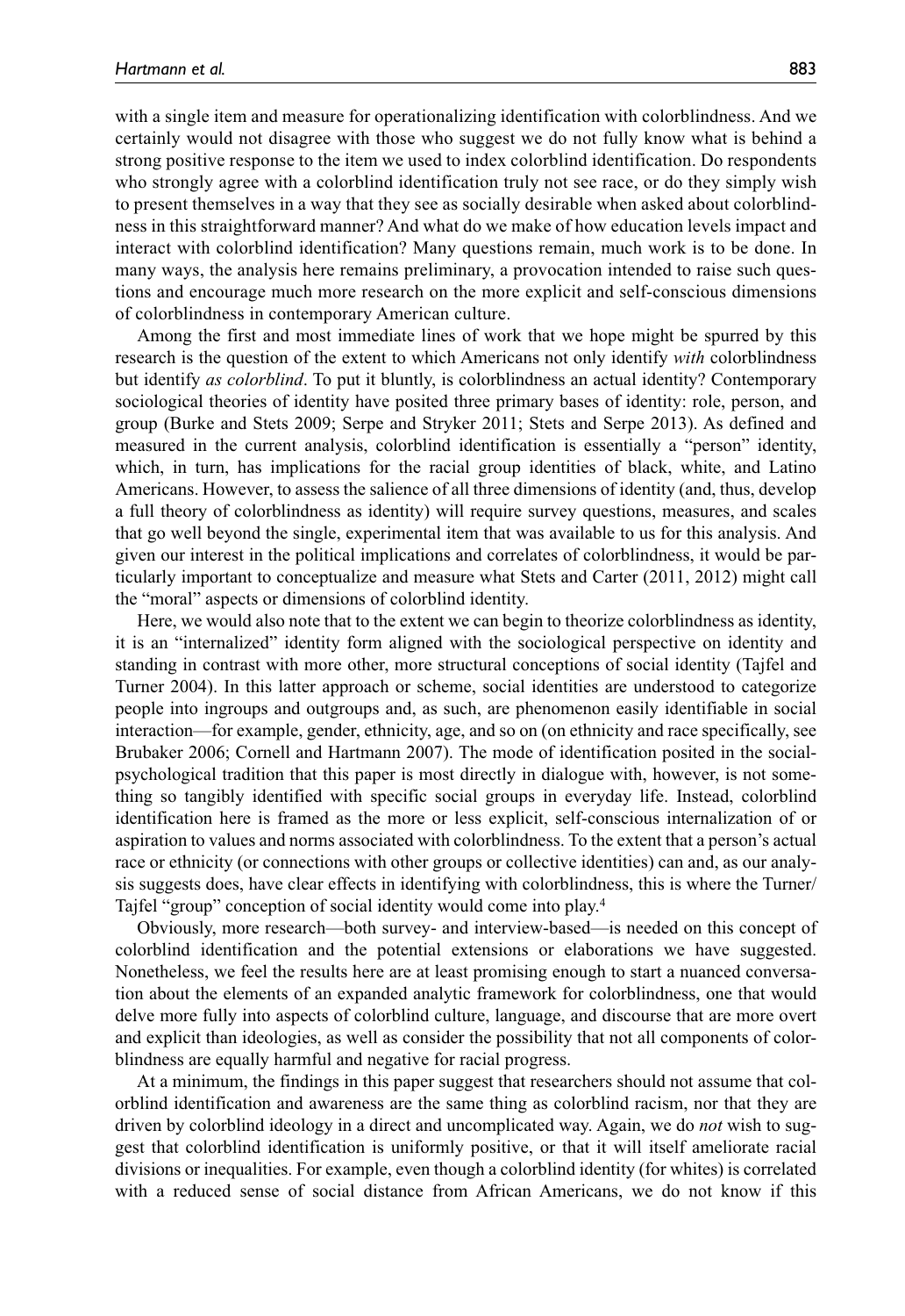with a single item and measure for operationalizing identification with colorblindness. And we certainly would not disagree with those who suggest we do not fully know what is behind a strong positive response to the item we used to index colorblind identification. Do respondents who strongly agree with a colorblind identification truly not see race, or do they simply wish to present themselves in a way that they see as socially desirable when asked about colorblindness in this straightforward manner? And what do we make of how education levels impact and interact with colorblind identification? Many questions remain, much work is to be done. In many ways, the analysis here remains preliminary, a provocation intended to raise such questions and encourage much more research on the more explicit and self-conscious dimensions of colorblindness in contemporary American culture.

Among the first and most immediate lines of work that we hope might be spurred by this research is the question of the extent to which Americans not only identify *with* colorblindness but identify *as colorblind*. To put it bluntly, is colorblindness an actual identity? Contemporary sociological theories of identity have posited three primary bases of identity: role, person, and group (Burke and Stets 2009; Serpe and Stryker 2011; Stets and Serpe 2013). As defined and measured in the current analysis, colorblind identification is essentially a "person" identity, which, in turn, has implications for the racial group identities of black, white, and Latino Americans. However, to assess the salience of all three dimensions of identity (and, thus, develop a full theory of colorblindness as identity) will require survey questions, measures, and scales that go well beyond the single, experimental item that was available to us for this analysis. And given our interest in the political implications and correlates of colorblindness, it would be particularly important to conceptualize and measure what Stets and Carter (2011, 2012) might call the "moral" aspects or dimensions of colorblind identity.

Here, we would also note that to the extent we can begin to theorize colorblindness as identity, it is an "internalized" identity form aligned with the sociological perspective on identity and standing in contrast with more other, more structural conceptions of social identity (Tajfel and Turner 2004). In this latter approach or scheme, social identities are understood to categorize people into ingroups and outgroups and, as such, are phenomenon easily identifiable in social interaction—for example, gender, ethnicity, age, and so on (on ethnicity and race specifically, see Brubaker 2006; Cornell and Hartmann 2007). The mode of identification posited in the social-psychological tradition that this paper is most directly in dialogue with, however, is not something so tangibly identified with specific social groups in everyday life. Instead, colorblind identification here is framed as the more or less explicit, self-conscious internalization of or aspiration to values and norms associated with colorblindness. To the extent that a person's actual race or ethnicity (or connections with other groups or collective identities) can and, as our analysis suggests does, have clear effects in identifying with colorblindness, this is where the Turner/Tajfel "group" conception of social identity would come into play.[4]

Obviously, more research—both survey- and interview-based—is needed on this concept of colorblind identification and the potential extensions or elaborations we have suggested. Nonetheless, we feel the results here are at least promising enough to start a nuanced conversation about the elements of an expanded analytic framework for colorblindness, one that would delve more fully into aspects of colorblind culture, language, and discourse that are more overt and explicit than ideologies, as well as consider the possibility that not all components of colorblindness are equally harmful and negative for racial progress.

At a minimum, the findings in this paper suggest that researchers should not assume that colorblind identification and awareness are the same thing as colorblind racism, nor that they are driven by colorblind ideology in a direct and uncomplicated way. Again, we do *not* wish to suggest that colorblind identification is uniformly positive, or that it will itself ameliorate racial divisions or inequalities. For example, even though a colorblind identity (for whites) is correlated with a reduced sense of social distance from African Americans, we do not know if this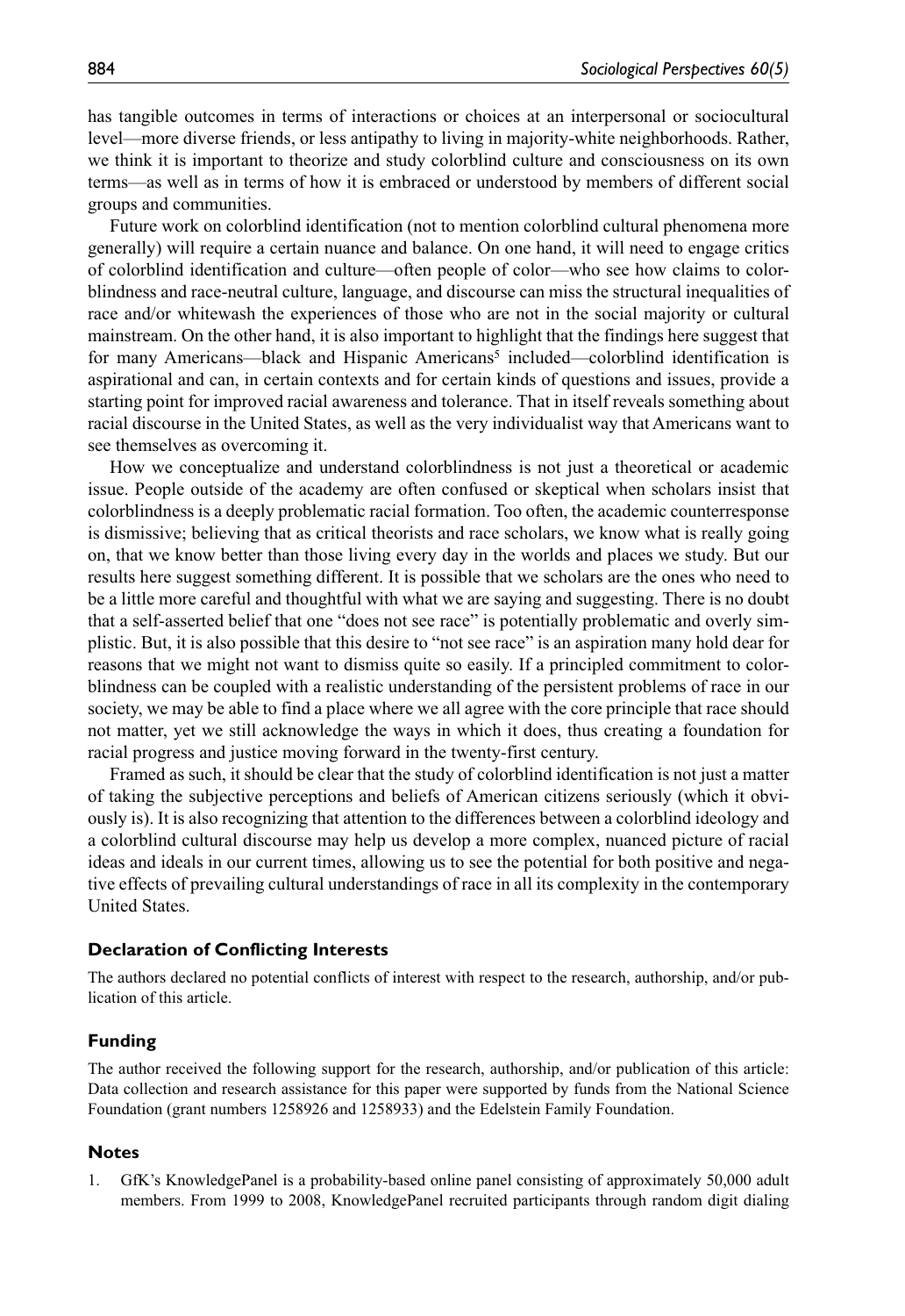has tangible outcomes in terms of interactions or choices at an interpersonal or sociocultural level—more diverse friends, or less antipathy to living in majority-white neighborhoods. Rather, we think it is important to theorize and study colorblind culture and consciousness on its own terms—as well as in terms of how it is embraced or understood by members of different social groups and communities.

Future work on colorblind identification (not to mention colorblind cultural phenomena more generally) will require a certain nuance and balance. On one hand, it will need to engage critics of colorblind identification and culture—often people of color—who see how claims to colorblindness and race-neutral culture, language, and discourse can miss the structural inequalities of race and/or whitewash the experiences of those who are not in the social majority or cultural mainstream. On the other hand, it is also important to highlight that the findings here suggest that for many Americans—black and Hispanic Americans[5] included—colorblind identification is aspirational and can, in certain contexts and for certain kinds of questions and issues, provide a starting point for improved racial awareness and tolerance. That in itself reveals something about racial discourse in the United States, as well as the very individualist way that Americans want to see themselves as overcoming it.

How we conceptualize and understand colorblindness is not just a theoretical or academic issue. People outside of the academy are often confused or skeptical when scholars insist that colorblindness is a deeply problematic racial formation. Too often, the academic counterresponse is dismissive; believing that as critical theorists and race scholars, we know what is really going on, that we know better than those living every day in the worlds and places we study. But our results here suggest something different. It is possible that we scholars are the ones who need to be a little more careful and thoughtful with what we are saying and suggesting. There is no doubt that a self-asserted belief that one "does not see race" is potentially problematic and overly simplistic. But, it is also possible that this desire to "not see race" is an aspiration many hold dear for reasons that we might not want to dismiss quite so easily. If a principled commitment to colorblindness can be coupled with a realistic understanding of the persistent problems of race in our society, we may be able to find a place where we all agree with the core principle that race should not matter, yet we still acknowledge the ways in which it does, thus creating a foundation for racial progress and justice moving forward in the twenty-first century.

Framed as such, it should be clear that the study of colorblind identification is not just a matter of taking the subjective perceptions and beliefs of American citizens seriously (which it obviously is). It is also recognizing that attention to the differences between a colorblind ideology and a colorblind cultural discourse may help us develop a more complex, nuanced picture of racial ideas and ideals in our current times, allowing us to see the potential for both positive and negative effects of prevailing cultural understandings of race in all its complexity in the contemporary United States.

### Declaration of Conflicting Interests

The authors declared no potential conflicts of interest with respect to the research, authorship, and/or publication of this article.

### Funding

The author received the following support for the research, authorship, and/or publication of this article: Data collection and research assistance for this paper were supported by funds from the National Science Foundation (grant numbers 1258926 and 1258933) and the Edelstein Family Foundation.

### Notes

1. GfK's KnowledgePanel is a probability-based online panel consisting of approximately 50,000 adult members. From 1999 to 2008, KnowledgePanel recruited participants through random digit dialing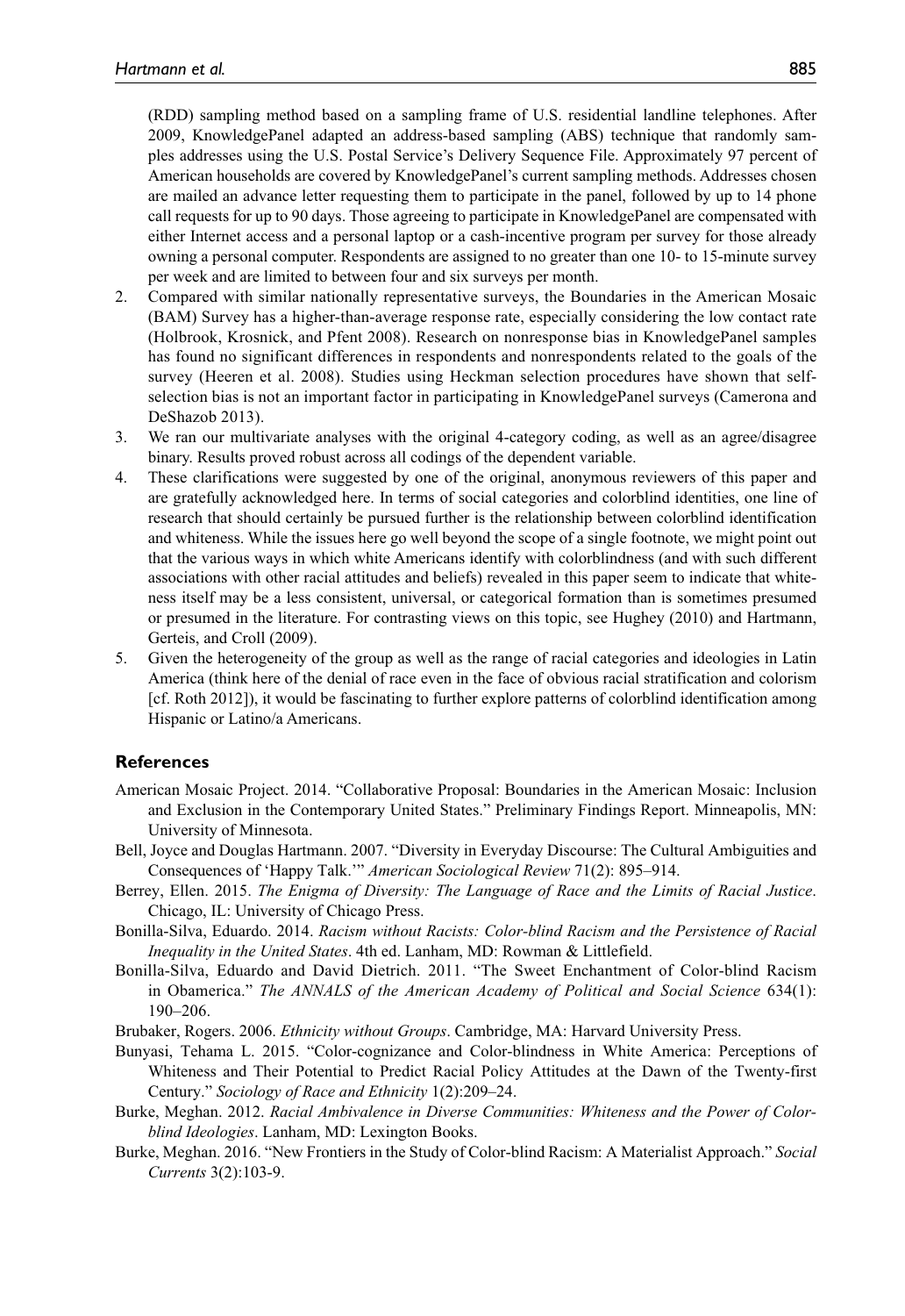(RDD) sampling method based on a sampling frame of U.S. residential landline telephones. After 2009, KnowledgePanel adapted an address-based sampling (ABS) technique that randomly samples addresses using the U.S. Postal Service's Delivery Sequence File. Approximately 97 percent of American households are covered by KnowledgePanel's current sampling methods. Addresses chosen are mailed an advance letter requesting them to participate in the panel, followed by up to 14 phone call requests for up to 90 days. Those agreeing to participate in KnowledgePanel are compensated with either Internet access and a personal laptop or a cash-incentive program per survey for those already owning a personal computer. Respondents are assigned to no greater than one 10- to 15-minute survey per week and are limited to between four and six surveys per month.

2. Compared with similar nationally representative surveys, the Boundaries in the American Mosaic (BAM) Survey has a higher-than-average response rate, especially considering the low contact rate (Holbrook, Krosnick, and Pfent 2008). Research on nonresponse bias in KnowledgePanel samples has found no significant differences in respondents and nonrespondents related to the goals of the survey (Heeren et al. 2008). Studies using Heckman selection procedures have shown that self-selection bias is not an important factor in participating in KnowledgePanel surveys (Camerona and DeShazob 2013).
3. We ran our multivariate analyses with the original 4-category coding, as well as an agree/disagree binary. Results proved robust across all codings of the dependent variable.
4. These clarifications were suggested by one of the original, anonymous reviewers of this paper and are gratefully acknowledged here. In terms of social categories and colorblind identities, one line of research that should certainly be pursued further is the relationship between colorblind identification and whiteness. While the issues here go well beyond the scope of a single footnote, we might point out that the various ways in which white Americans identify with colorblindness (and with such different associations with other racial attitudes and beliefs) revealed in this paper seem to indicate that whiteness itself may be a less consistent, universal, or categorical formation than is sometimes presumed or presumed in the literature. For contrasting views on this topic, see Hughey (2010) and Hartmann, Gerteis, and Croll (2009).
5. Given the heterogeneity of the group as well as the range of racial categories and ideologies in Latin America (think here of the denial of race even in the face of obvious racial stratification and colorism [cf. Roth 2012]), it would be fascinating to further explore patterns of colorblind identification among Hispanic or Latino/a Americans.

## References

American Mosaic Project. 2014. "Collaborative Proposal: Boundaries in the American Mosaic: Inclusion and Exclusion in the Contemporary United States." Preliminary Findings Report. Minneapolis, MN: University of Minnesota.

Bell, Joyce and Douglas Hartmann. 2007. "Diversity in Everyday Discourse: The Cultural Ambiguities and Consequences of 'Happy Talk.'" *American Sociological Review* 71(2): 895–914.

Berrey, Ellen. 2015. *The Enigma of Diversity: The Language of Race and the Limits of Racial Justice*. Chicago, IL: University of Chicago Press.

Bonilla-Silva, Eduardo. 2014. *Racism without Racists: Color-blind Racism and the Persistence of Racial Inequality in the United States*. 4th ed. Lanham, MD: Rowman & Littlefield.

Bonilla-Silva, Eduardo and David Dietrich. 2011. "The Sweet Enchantment of Color-blind Racism in Obamerica." *The ANNALS of the American Academy of Political and Social Science* 634(1): 190–206.

Brubaker, Rogers. 2006. *Ethnicity without Groups*. Cambridge, MA: Harvard University Press.

Bunyasi, Tehama L. 2015. "Color-cognizance and Color-blindness in White America: Perceptions of Whiteness and Their Potential to Predict Racial Policy Attitudes at the Dawn of the Twenty-first Century." *Sociology of Race and Ethnicity* 1(2):209–24.

Burke, Meghan. 2012. *Racial Ambivalence in Diverse Communities: Whiteness and the Power of Color-blind Ideologies*. Lanham, MD: Lexington Books.

Burke, Meghan. 2016. "New Frontiers in the Study of Color-blind Racism: A Materialist Approach." *Social Currents* 3(2):103-9.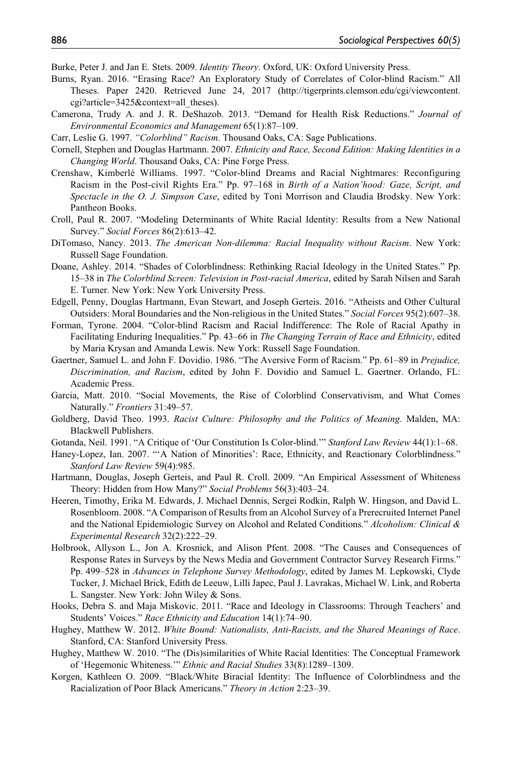Burke, Peter J. and Jan E. Stets. 2009. *Identity Theory*. Oxford, UK: Oxford University Press.

Burns, Ryan. 2016. "Erasing Race? An Exploratory Study of Correlates of Color-blind Racism." All Theses. Paper 2420. Retrieved June 24, 2017 (http://tigerprints.clemson.edu/cgi/viewcontent.cgi?article=3425&context=all_theses).

Camerona, Trudy A. and J. R. DeShazob. 2013. "Demand for Health Risk Reductions." *Journal of Environmental Economics and Management* 65(1):87–109.

Carr, Leslie G. 1997. *"Colorblind" Racism*. Thousand Oaks, CA: Sage Publications.

Cornell, Stephen and Douglas Hartmann. 2007. *Ethnicity and Race, Second Edition: Making Identities in a Changing World*. Thousand Oaks, CA: Pine Forge Press.

Crenshaw, Kimberlé Williams. 1997. "Color-blind Dreams and Racial Nightmares: Reconfiguring Racism in the Post-civil Rights Era." Pp. 97–168 in *Birth of a Nation'hood: Gaze, Script, and Spectacle in the O. J. Simpson Case*, edited by Toni Morrison and Claudia Brodsky. New York: Pantheon Books.

Croll, Paul R. 2007. "Modeling Determinants of White Racial Identity: Results from a New National Survey." *Social Forces* 86(2):613–42.

DiTomaso, Nancy. 2013. *The American Non-dilemma: Racial Inequality without Racism*. New York: Russell Sage Foundation.

Doane, Ashley. 2014. "Shades of Colorblindness: Rethinking Racial Ideology in the United States." Pp. 15–38 in *The Colorblind Screen: Television in Post-racial America*, edited by Sarah Nilsen and Sarah E. Turner. New York: New York University Press.

Edgell, Penny, Douglas Hartmann, Evan Stewart, and Joseph Gerteis. 2016. "Atheists and Other Cultural Outsiders: Moral Boundaries and the Non-religious in the United States." *Social Forces* 95(2):607–38.

Forman, Tyrone. 2004. "Color-blind Racism and Racial Indifference: The Role of Racial Apathy in Facilitating Enduring Inequalities." Pp. 43–66 in *The Changing Terrain of Race and Ethnicity*, edited by Maria Krysan and Amanda Lewis. New York: Russell Sage Foundation.

Gaertner, Samuel L. and John F. Dovidio. 1986. "The Aversive Form of Racism." Pp. 61–89 in *Prejudice, Discrimination, and Racism*, edited by John F. Dovidio and Samuel L. Gaertner. Orlando, FL: Academic Press.

Garcia, Matt. 2010. "Social Movements, the Rise of Colorblind Conservativism, and What Comes Naturally." *Frontiers* 31:49–57.

Goldberg, David Theo. 1993. *Racist Culture: Philosophy and the Politics of Meaning*. Malden, MA: Blackwell Publishers.

Gotanda, Neil. 1991. "A Critique of 'Our Constitution Is Color-blind.'" *Stanford Law Review* 44(1):1–68.

Haney-Lopez, Ian. 2007. "'A Nation of Minorities': Race, Ethnicity, and Reactionary Colorblindness." *Stanford Law Review* 59(4):985.

Hartmann, Douglas, Joseph Gerteis, and Paul R. Croll. 2009. "An Empirical Assessment of Whiteness Theory: Hidden from How Many?" *Social Problems* 56(3):403–24.

Heeren, Timothy, Erika M. Edwards, J. Michael Dennis, Sergei Rodkin, Ralph W. Hingson, and David L. Rosenbloom. 2008. "A Comparison of Results from an Alcohol Survey of a Prerecruited Internet Panel and the National Epidemiologic Survey on Alcohol and Related Conditions." *Alcoholism: Clinical & Experimental Research* 32(2):222–29.

Holbrook, Allyson L., Jon A. Krosnick, and Alison Pfent. 2008. "The Causes and Consequences of Response Rates in Surveys by the News Media and Government Contractor Survey Research Firms." Pp. 499–528 in *Advances in Telephone Survey Methodology*, edited by James M. Lepkowski, Clyde Tucker, J. Michael Brick, Edith de Leeuw, Lilli Japec, Paul J. Lavrakas, Michael W. Link, and Roberta L. Sangster. New York: John Wiley & Sons.

Hooks, Debra S. and Maja Miskovic. 2011. "Race and Ideology in Classrooms: Through Teachers' and Students' Voices." *Race Ethnicity and Education* 14(1):74–90.

Hughey, Matthew W. 2012. *White Bound: Nationalists, Anti-Racists, and the Shared Meanings of Race*. Stanford, CA: Stanford University Press.

Hughey, Matthew W. 2010. "The (Dis)similarities of White Racial Identities: The Conceptual Framework of 'Hegemonic Whiteness.'" *Ethnic and Racial Studies* 33(8):1289–1309.

Korgen, Kathleen O. 2009. "Black/White Biracial Identity: The Influence of Colorblindness and the Racialization of Poor Black Americans." *Theory in Action* 2:23–39.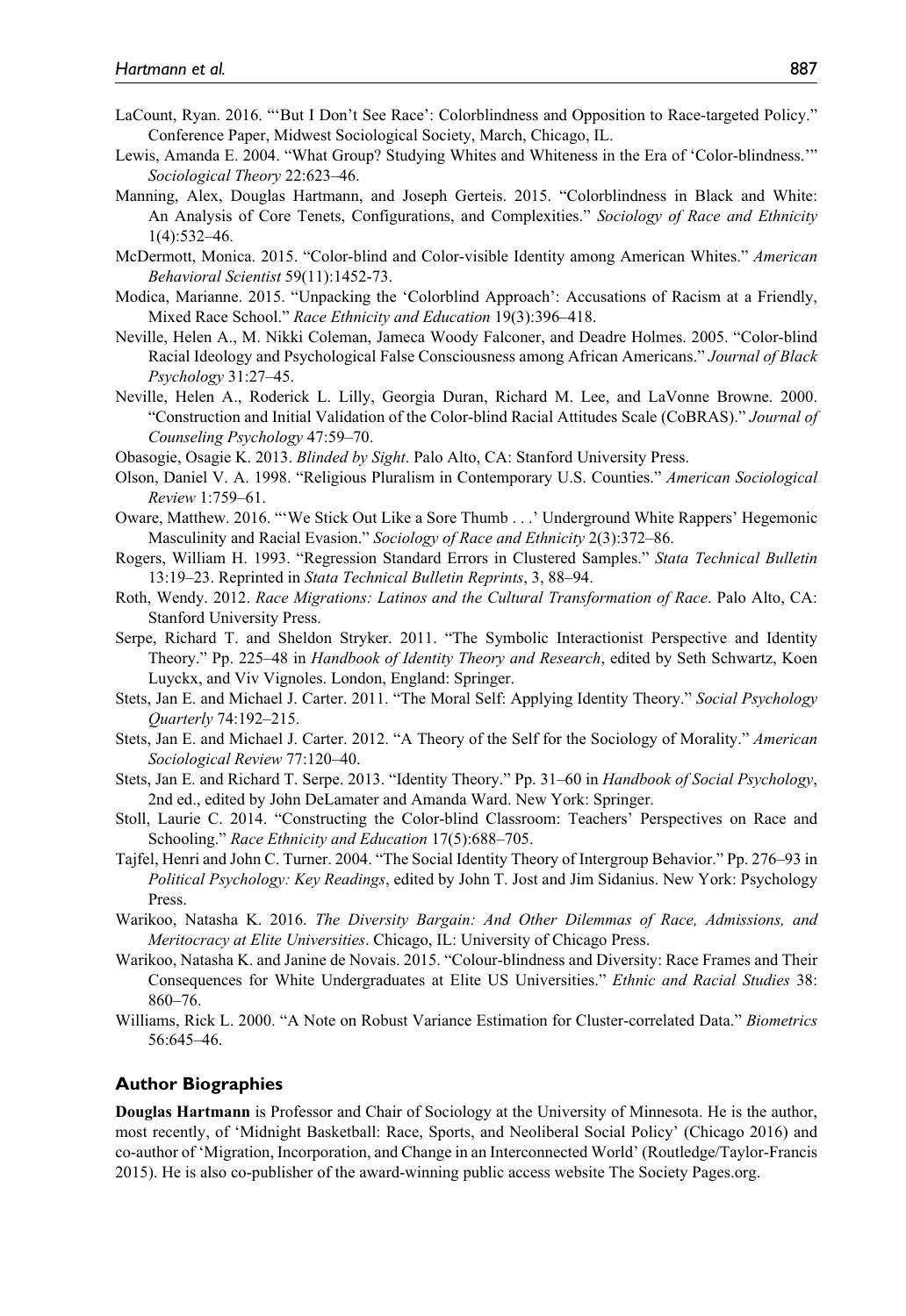LaCount, Ryan. 2016. "'But I Don't See Race': Colorblindness and Opposition to Race-targeted Policy." Conference Paper, Midwest Sociological Society, March, Chicago, IL.

Lewis, Amanda E. 2004. "What Group? Studying Whites and Whiteness in the Era of 'Color-blindness.'" *Sociological Theory* 22:623–46.

Manning, Alex, Douglas Hartmann, and Joseph Gerteis. 2015. "Colorblindness in Black and White: An Analysis of Core Tenets, Configurations, and Complexities." *Sociology of Race and Ethnicity* 1(4):532–46.

McDermott, Monica. 2015. "Color-blind and Color-visible Identity among American Whites." *American Behavioral Scientist* 59(11):1452-73.

Modica, Marianne. 2015. "Unpacking the 'Colorblind Approach': Accusations of Racism at a Friendly, Mixed Race School." *Race Ethnicity and Education* 19(3):396–418.

Neville, Helen A., M. Nikki Coleman, Jameca Woody Falconer, and Deadre Holmes. 2005. "Color-blind Racial Ideology and Psychological False Consciousness among African Americans." *Journal of Black Psychology* 31:27–45.

Neville, Helen A., Roderick L. Lilly, Georgia Duran, Richard M. Lee, and LaVonne Browne. 2000. "Construction and Initial Validation of the Color-blind Racial Attitudes Scale (CoBRAS)." *Journal of Counseling Psychology* 47:59–70.

Obasogie, Osagie K. 2013. *Blinded by Sight*. Palo Alto, CA: Stanford University Press.

Olson, Daniel V. A. 1998. "Religious Pluralism in Contemporary U.S. Counties." *American Sociological Review* 1:759–61.

Oware, Matthew. 2016. "'We Stick Out Like a Sore Thumb . . .' Underground White Rappers' Hegemonic Masculinity and Racial Evasion." *Sociology of Race and Ethnicity* 2(3):372–86.

Rogers, William H. 1993. "Regression Standard Errors in Clustered Samples." *Stata Technical Bulletin* 13:19–23. Reprinted in *Stata Technical Bulletin Reprints*, 3, 88–94.

Roth, Wendy. 2012. *Race Migrations: Latinos and the Cultural Transformation of Race*. Palo Alto, CA: Stanford University Press.

Serpe, Richard T. and Sheldon Stryker. 2011. "The Symbolic Interactionist Perspective and Identity Theory." Pp. 225–48 in *Handbook of Identity Theory and Research*, edited by Seth Schwartz, Koen Luyckx, and Viv Vignoles. London, England: Springer.

Stets, Jan E. and Michael J. Carter. 2011. "The Moral Self: Applying Identity Theory." *Social Psychology Quarterly* 74:192–215.

Stets, Jan E. and Michael J. Carter. 2012. "A Theory of the Self for the Sociology of Morality." *American Sociological Review* 77:120–40.

Stets, Jan E. and Richard T. Serpe. 2013. "Identity Theory." Pp. 31–60 in *Handbook of Social Psychology*, 2nd ed., edited by John DeLamater and Amanda Ward. New York: Springer.

Stoll, Laurie C. 2014. "Constructing the Color-blind Classroom: Teachers' Perspectives on Race and Schooling." *Race Ethnicity and Education* 17(5):688–705.

Tajfel, Henri and John C. Turner. 2004. "The Social Identity Theory of Intergroup Behavior." Pp. 276–93 in *Political Psychology: Key Readings*, edited by John T. Jost and Jim Sidanius. New York: Psychology Press.

Warikoo, Natasha K. 2016. *The Diversity Bargain: And Other Dilemmas of Race, Admissions, and Meritocracy at Elite Universities*. Chicago, IL: University of Chicago Press.

Warikoo, Natasha K. and Janine de Novais. 2015. "Colour-blindness and Diversity: Race Frames and Their Consequences for White Undergraduates at Elite US Universities." *Ethnic and Racial Studies* 38: 860–76.

Williams, Rick L. 2000. "A Note on Robust Variance Estimation for Cluster-correlated Data." *Biometrics* 56:645–46.

## Author Biographies

**Douglas Hartmann** is Professor and Chair of Sociology at the University of Minnesota. He is the author, most recently, of 'Midnight Basketball: Race, Sports, and Neoliberal Social Policy' (Chicago 2016) and co-author of 'Migration, Incorporation, and Change in an Interconnected World' (Routledge/Taylor-Francis 2015). He is also co-publisher of the award-winning public access website The Society Pages.org.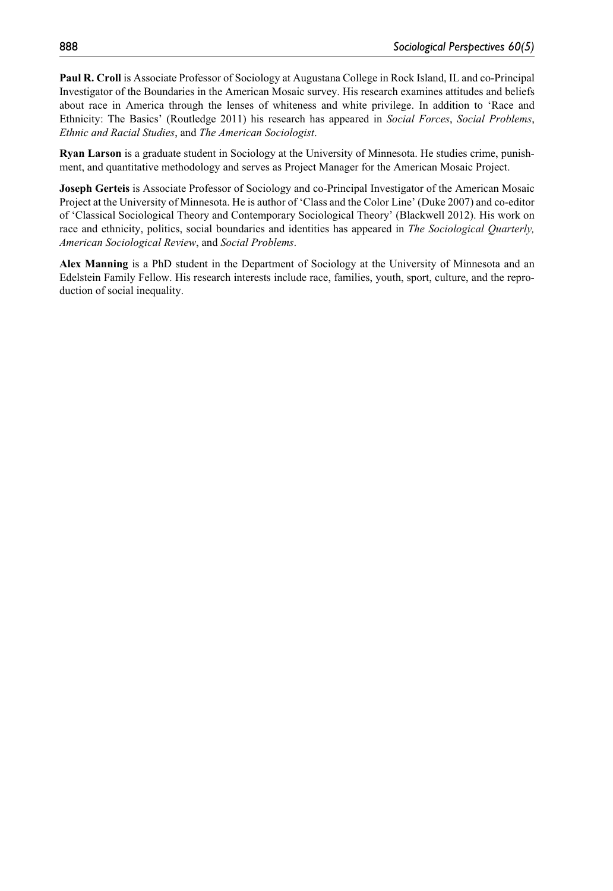**Paul R. Croll** is Associate Professor of Sociology at Augustana College in Rock Island, IL and co-Principal Investigator of the Boundaries in the American Mosaic survey. His research examines attitudes and beliefs about race in America through the lenses of whiteness and white privilege. In addition to 'Race and Ethnicity: The Basics' (Routledge 2011) his research has appeared in *Social Forces*, *Social Problems*, *Ethnic and Racial Studies*, and *The American Sociologist*.

**Ryan Larson** is a graduate student in Sociology at the University of Minnesota. He studies crime, punishment, and quantitative methodology and serves as Project Manager for the American Mosaic Project.

**Joseph Gerteis** is Associate Professor of Sociology and co-Principal Investigator of the American Mosaic Project at the University of Minnesota. He is author of 'Class and the Color Line' (Duke 2007) and co-editor of 'Classical Sociological Theory and Contemporary Sociological Theory' (Blackwell 2012). His work on race and ethnicity, politics, social boundaries and identities has appeared in *The Sociological Quarterly, American Sociological Review*, and *Social Problems*.

**Alex Manning** is a PhD student in the Department of Sociology at the University of Minnesota and an Edelstein Family Fellow. His research interests include race, families, youth, sport, culture, and the reproduction of social inequality.